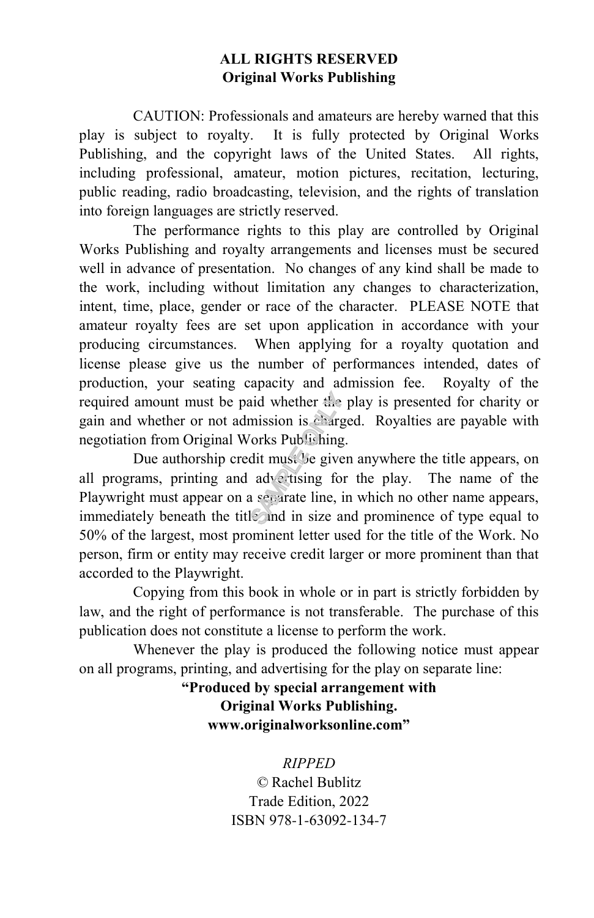**ALL RIGHTS RESERVED**
**Original Works Publishing**

CAUTION: Professionals and amateurs are hereby warned that this play is subject to royalty. It is fully protected by Original Works Publishing, and the copyright laws of the United States. All rights, including professional, amateur, motion pictures, recitation, lecturing, public reading, radio broadcasting, television, and the rights of translation into foreign languages are strictly reserved.

The performance rights to this play are controlled by Original Works Publishing and royalty arrangements and licenses must be secured well in advance of presentation. No changes of any kind shall be made to the work, including without limitation any changes to characterization, intent, time, place, gender or race of the character. PLEASE NOTE that amateur royalty fees are set upon application in accordance with your producing circumstances. When applying for a royalty quotation and license please give us the number of performances intended, dates of production, your seating capacity and admission fee. Royalty of the required amount must be paid whether the play is presented for charity or gain and whether or not admission is charged. Royalties are payable with negotiation from Original Works Publishing.

Due authorship credit must be given anywhere the title appears, on all programs, printing and advertising for the play. The name of the Playwright must appear on a separate line, in which no other name appears, immediately beneath the title and in size and prominence of type equal to 50% of the largest, most prominent letter used for the title of the Work. No person, firm or entity may receive credit larger or more prominent than that accorded to the Playwright.

Copying from this book in whole or in part is strictly forbidden by law, and the right of performance is not transferable. The purchase of this publication does not constitute a license to perform the work.

Whenever the play is produced the following notice must appear on all programs, printing, and advertising for the play on separate line:

**"Produced by special arrangement with**
**Original Works Publishing.**
**www.originalworksonline.com"**

*RIPPED*
© Rachel Bublitz
Trade Edition, 2022
ISBN 978-1-63092-134-7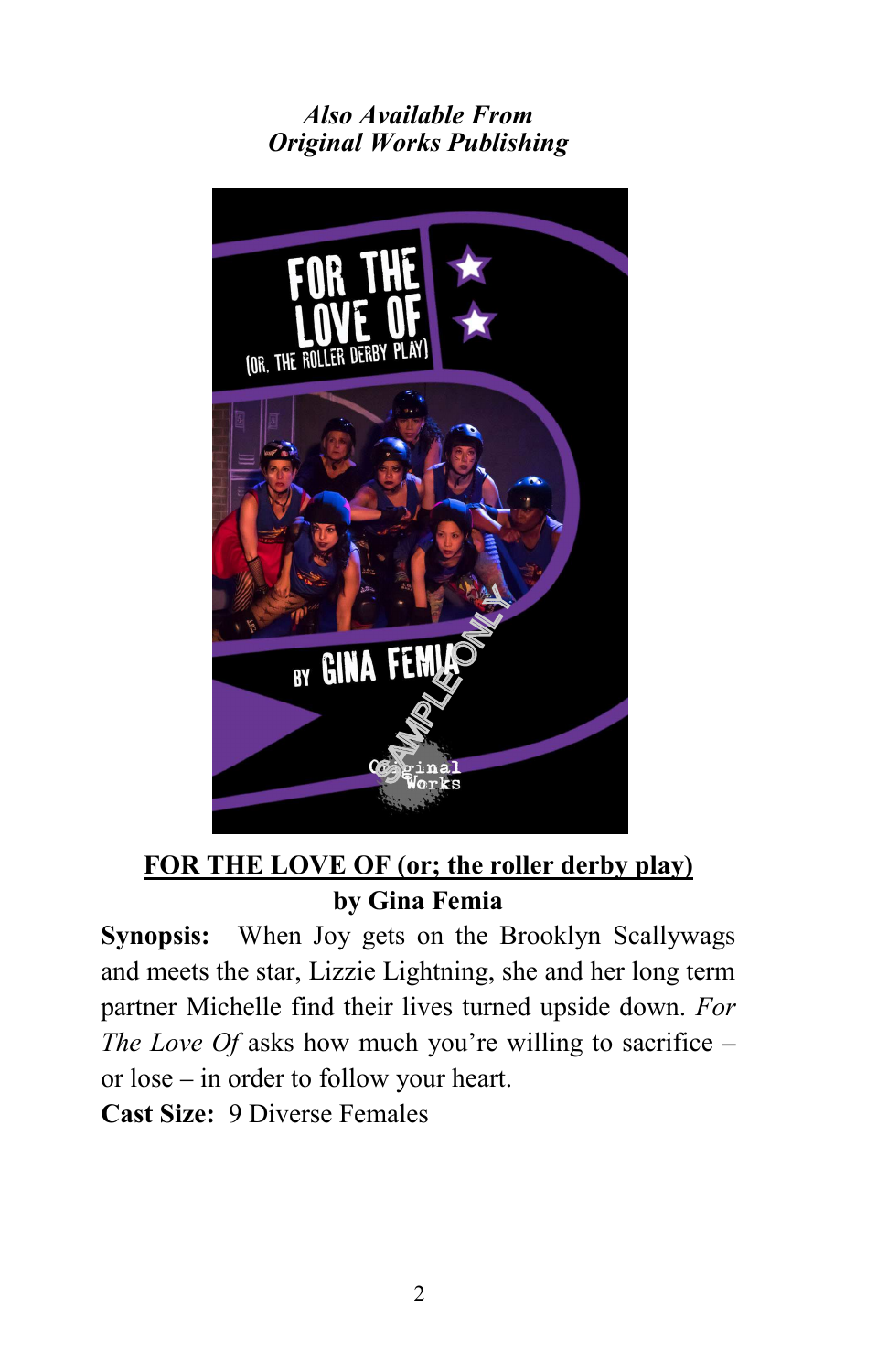*Also Available From*
*Original Works Publishing*

**FOR THE LOVE OF (or; the roller derby play)**
**by Gina Femia**

**Synopsis:** When Joy gets on the Brooklyn Scallywags and meets the star, Lizzie Lightning, she and her long term partner Michelle find their lives turned upside down. *For The Love Of* asks how much you're willing to sacrifice – or lose – in order to follow your heart.

**Cast Size:** 9 Diverse Females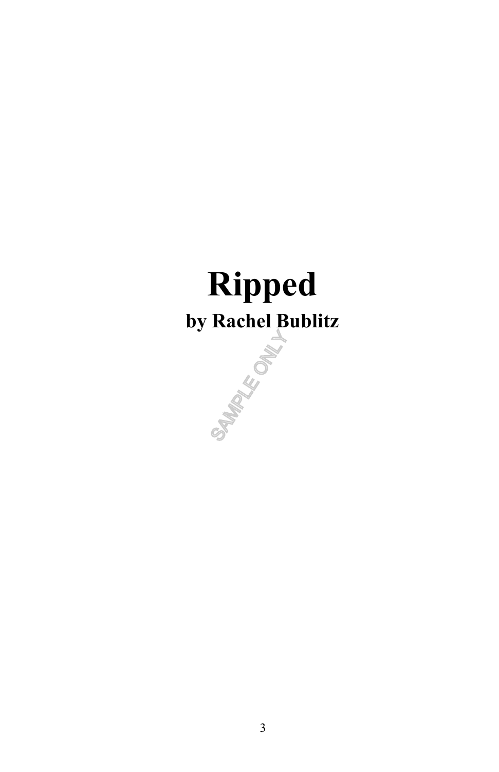# Ripped

**by Rachel Bublitz**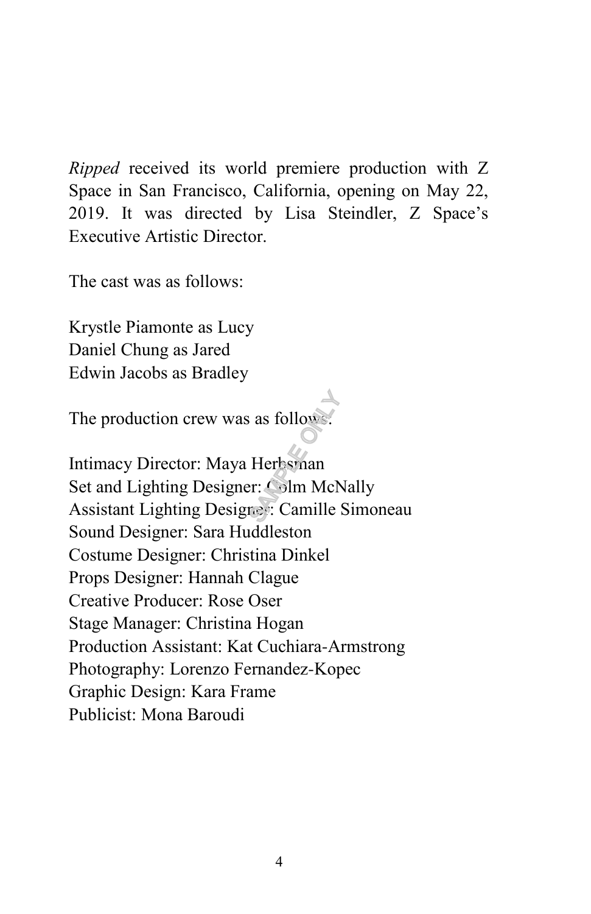*Ripped* received its world premiere production with Z Space in San Francisco, California, opening on May 22, 2019. It was directed by Lisa Steindler, Z Space's Executive Artistic Director.

The cast was as follows:

Krystle Piamonte as Lucy
Daniel Chung as Jared
Edwin Jacobs as Bradley

The production crew was as follows:

Intimacy Director: Maya Herbsman
Set and Lighting Designer: Colm McNally
Assistant Lighting Designer: Camille Simoneau
Sound Designer: Sara Huddleston
Costume Designer: Christina Dinkel
Props Designer: Hannah Clague
Creative Producer: Rose Oser
Stage Manager: Christina Hogan
Production Assistant: Kat Cuchiara-Armstrong
Photography: Lorenzo Fernandez-Kopec
Graphic Design: Kara Frame
Publicist: Mona Baroudi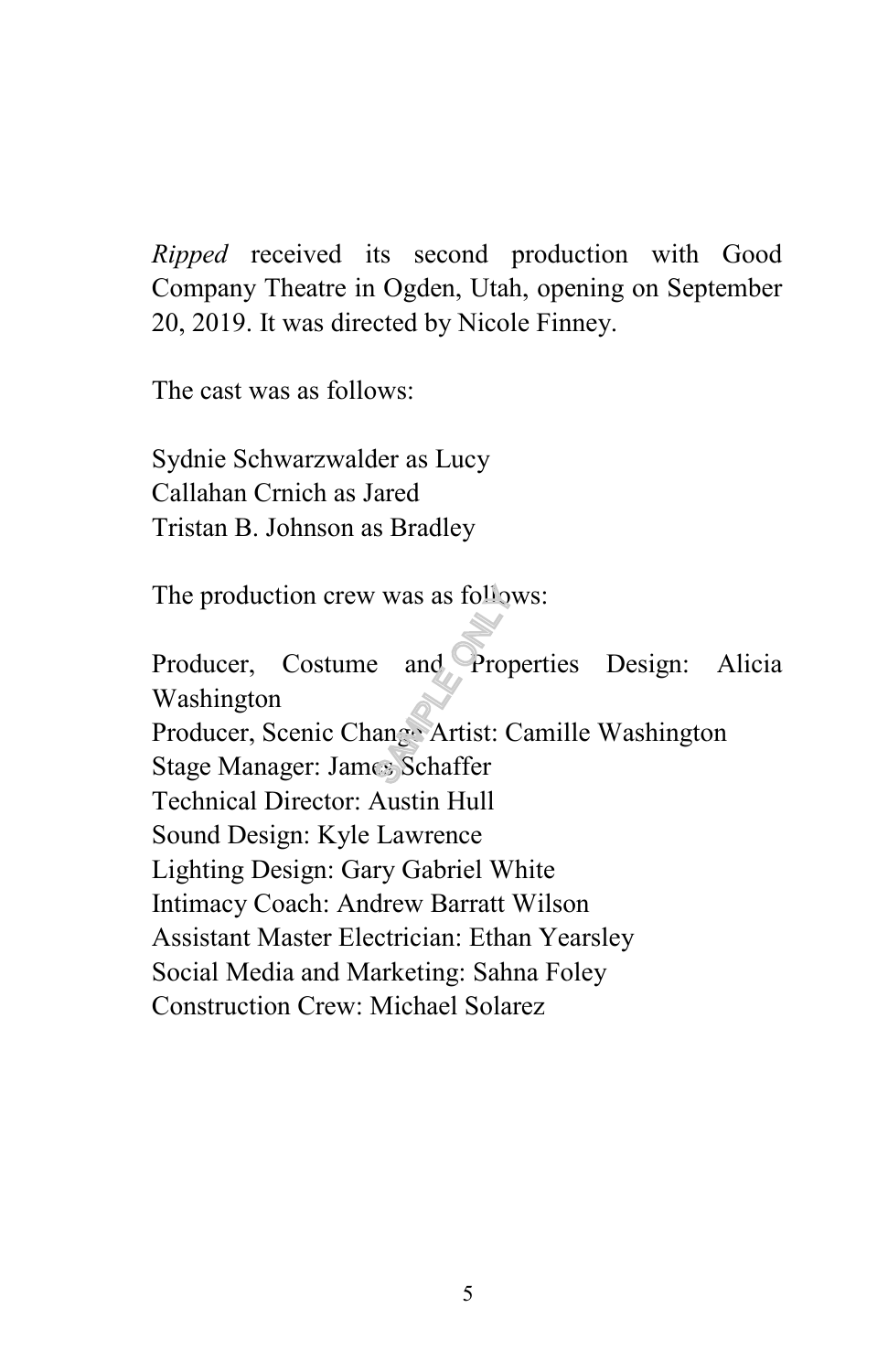*Ripped* received its second production with Good Company Theatre in Ogden, Utah, opening on September 20, 2019. It was directed by Nicole Finney.

The cast was as follows:

Sydnie Schwarzwalder as Lucy
Callahan Crnich as Jared
Tristan B. Johnson as Bradley

The production crew was as follows:

Producer, Costume and Properties Design: Alicia Washington
Producer, Scenic Change Artist: Camille Washington
Stage Manager: James Schaffer
Technical Director: Austin Hull
Sound Design: Kyle Lawrence
Lighting Design: Gary Gabriel White
Intimacy Coach: Andrew Barratt Wilson
Assistant Master Electrician: Ethan Yearsley
Social Media and Marketing: Sahna Foley
Construction Crew: Michael Solarez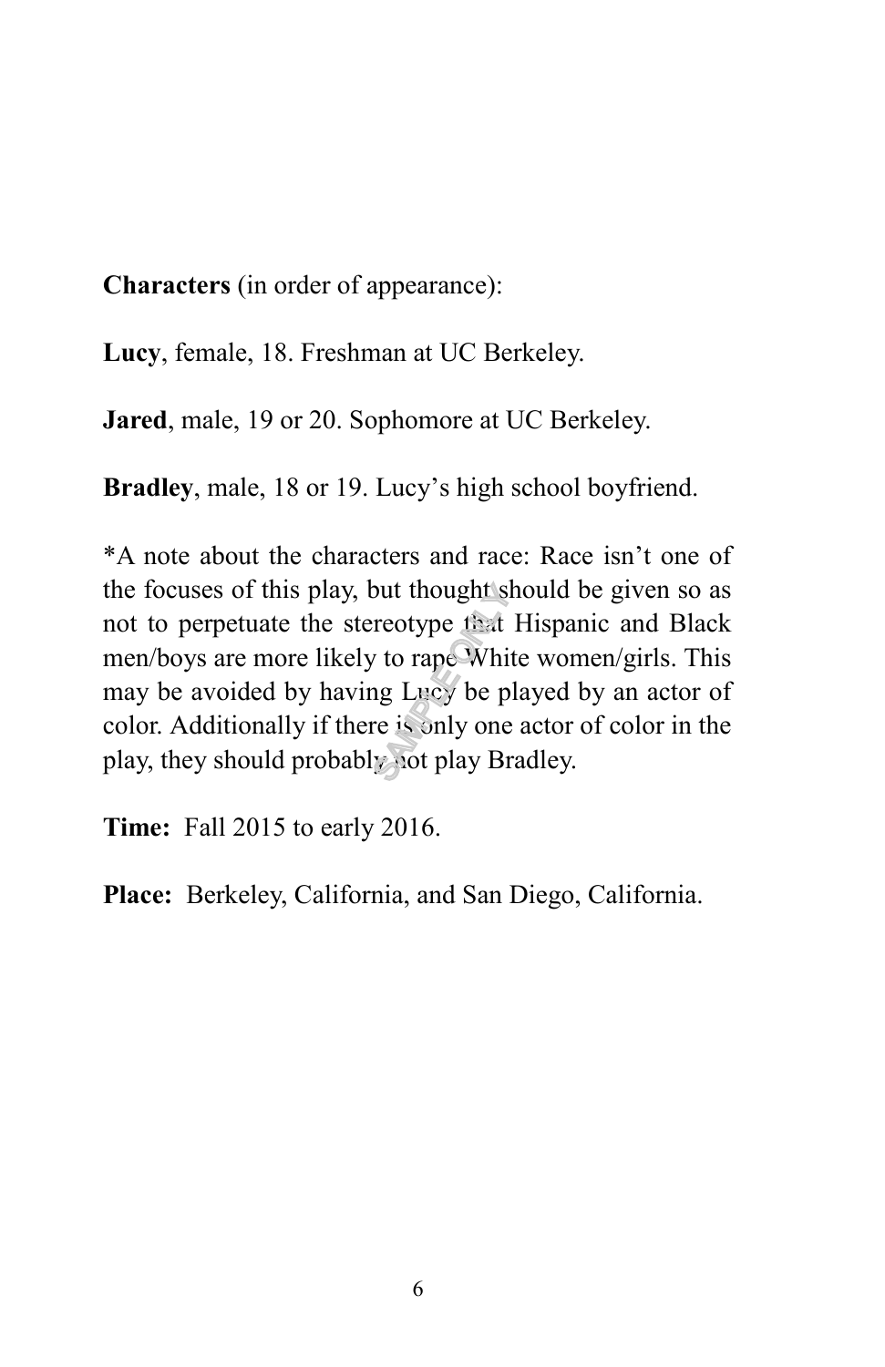**Characters** (in order of appearance):

**Lucy**, female, 18. Freshman at UC Berkeley.

**Jared**, male, 19 or 20. Sophomore at UC Berkeley.

**Bradley**, male, 18 or 19. Lucy's high school boyfriend.

*A note about the characters and race: Race isn't one of the focuses of this play, but thought should be given so as not to perpetuate the stereotype that Hispanic and Black men/boys are more likely to rape White women/girls. This may be avoided by having Lucy be played by an actor of color. Additionally if there is only one actor of color in the play, they should probably not play Bradley.

**Time:** Fall 2015 to early 2016.

**Place:** Berkeley, California, and San Diego, California.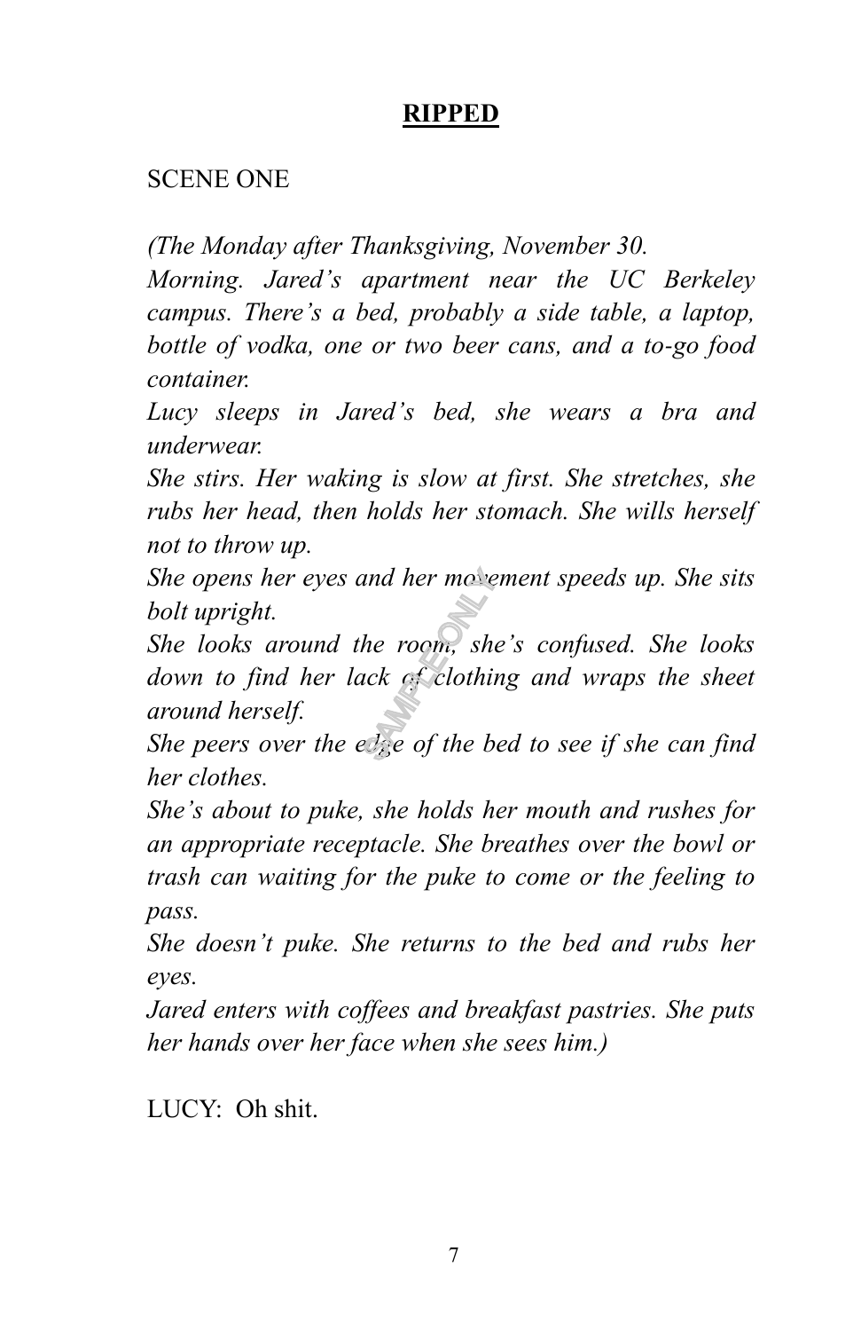# **RIPPED**

SCENE ONE

*(The Monday after Thanksgiving, November 30.*
*Morning. Jared's apartment near the UC Berkeley campus. There's a bed, probably a side table, a laptop, bottle of vodka, one or two beer cans, and a to-go food container.*
*Lucy sleeps in Jared's bed, she wears a bra and underwear.*
*She stirs. Her waking is slow at first. She stretches, she rubs her head, then holds her stomach. She wills herself not to throw up.*
*She opens her eyes and her movement speeds up. She sits bolt upright.*
*She looks around the room, she's confused. She looks down to find her lack of clothing and wraps the sheet around herself.*
*She peers over the edge of the bed to see if she can find her clothes.*
*She's about to puke, she holds her mouth and rushes for an appropriate receptacle. She breathes over the bowl or trash can waiting for the puke to come or the feeling to pass.*
*She doesn't puke. She returns to the bed and rubs her eyes.*
*Jared enters with coffees and breakfast pastries. She puts her hands over her face when she sees him.)*

LUCY: Oh shit.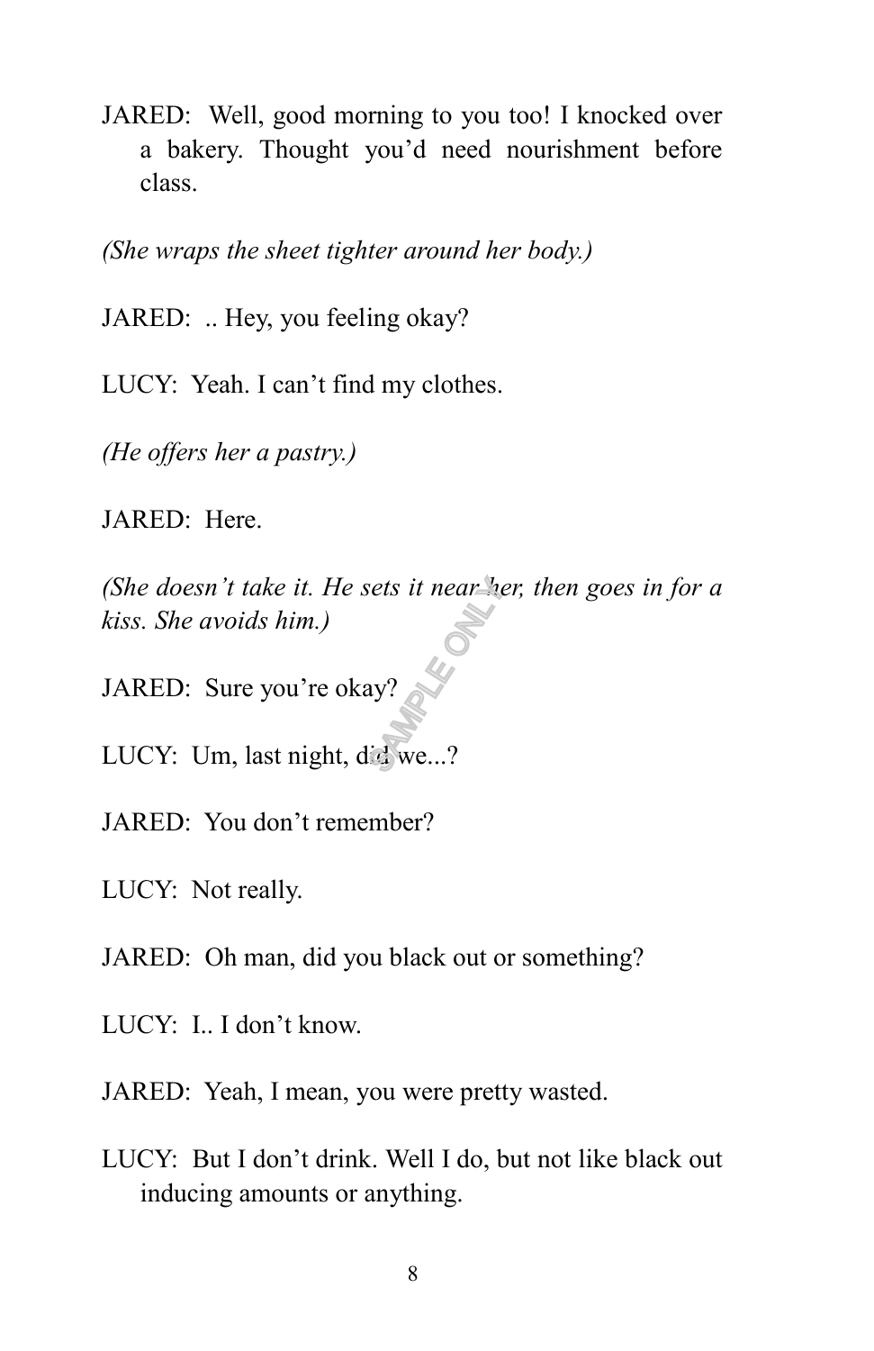JARED:  Well, good morning to you too! I knocked over a bakery. Thought you'd need nourishment before class.

*(She wraps the sheet tighter around her body.)*

JARED:  .. Hey, you feeling okay?

LUCY:  Yeah. I can't find my clothes.

*(He offers her a pastry.)*

JARED:  Here.

*(She doesn't take it. He sets it near her, then goes in for a kiss. She avoids him.)*

JARED:  Sure you're okay?

LUCY:  Um, last night, did we...?

JARED:  You don't remember?

LUCY:  Not really.

JARED:  Oh man, did you black out or something?

LUCY:  I.. I don't know.

JARED:  Yeah, I mean, you were pretty wasted.

LUCY:  But I don't drink. Well I do, but not like black out inducing amounts or anything.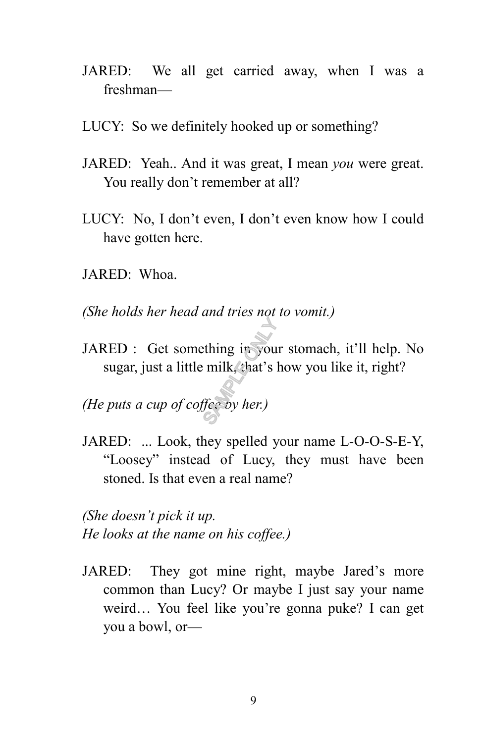JARED: We all get carried away, when I was a freshman—

LUCY: So we definitely hooked up or something?

JARED: Yeah.. And it was great, I mean *you* were great. You really don't remember at all?

LUCY: No, I don't even, I don't even know how I could have gotten here.

JARED: Whoa.

*(She holds her head and tries not to vomit.)*

JARED : Get something in your stomach, it'll help. No sugar, just a little milk, that's how you like it, right?

*(He puts a cup of coffee by her.)*

JARED: ... Look, they spelled your name L-O-O-S-E-Y, "Loosey" instead of Lucy, they must have been stoned. Is that even a real name?

*(She doesn't pick it up.*
*He looks at the name on his coffee.)*

JARED: They got mine right, maybe Jared's more common than Lucy? Or maybe I just say your name weird… You feel like you're gonna puke? I can get you a bowl, or—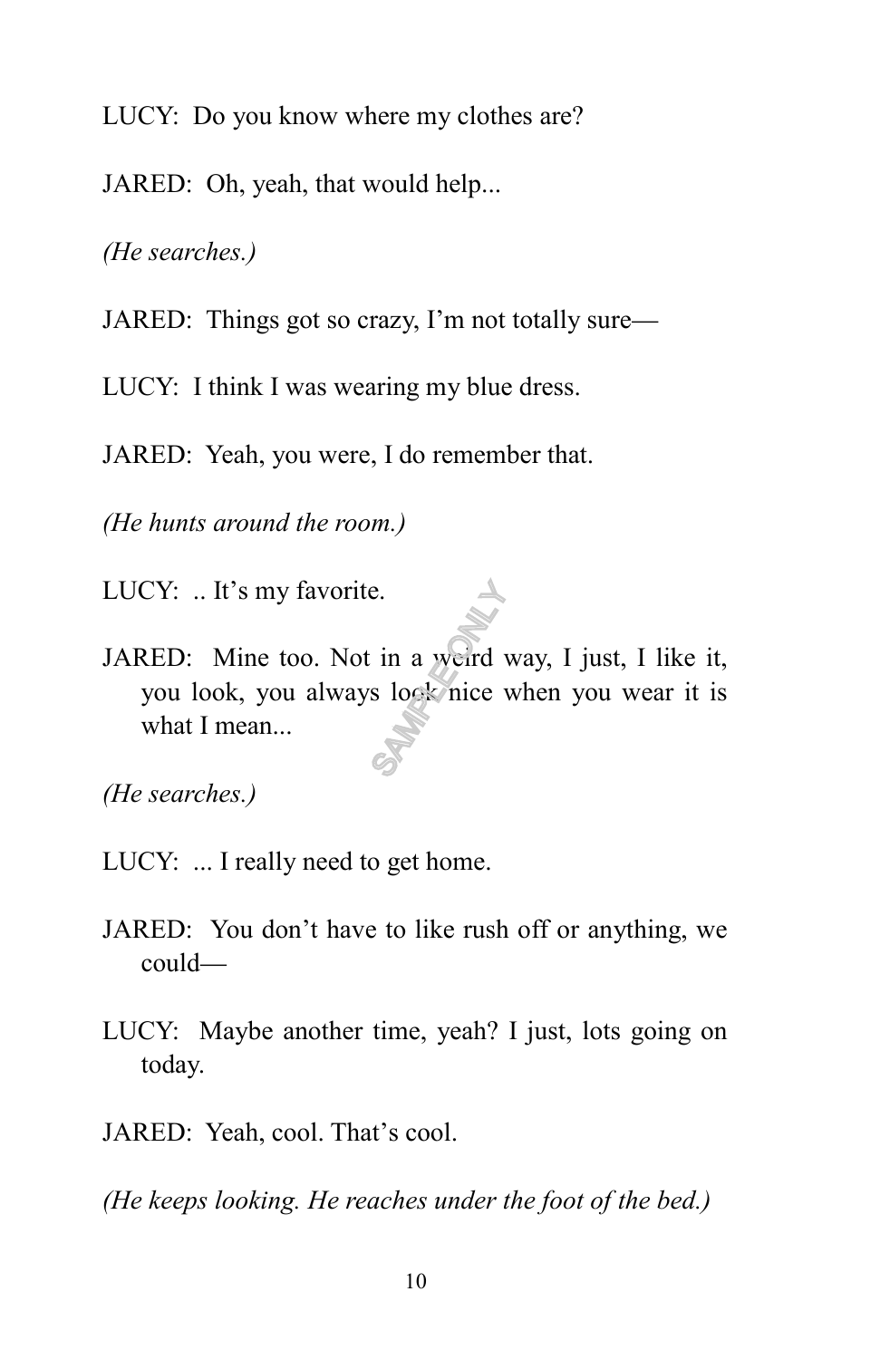LUCY: Do you know where my clothes are?

JARED: Oh, yeah, that would help...

*(He searches.)*

JARED: Things got so crazy, I'm not totally sure—

LUCY: I think I was wearing my blue dress.

JARED: Yeah, you were, I do remember that.

*(He hunts around the room.)*

LUCY: .. It's my favorite.

JARED: Mine too. Not in a weird way, I just, I like it, you look, you always look nice when you wear it is what I mean...

*(He searches.)*

LUCY: ... I really need to get home.

JARED: You don't have to like rush off or anything, we could—

LUCY: Maybe another time, yeah? I just, lots going on today.

JARED: Yeah, cool. That's cool.

*(He keeps looking. He reaches under the foot of the bed.)*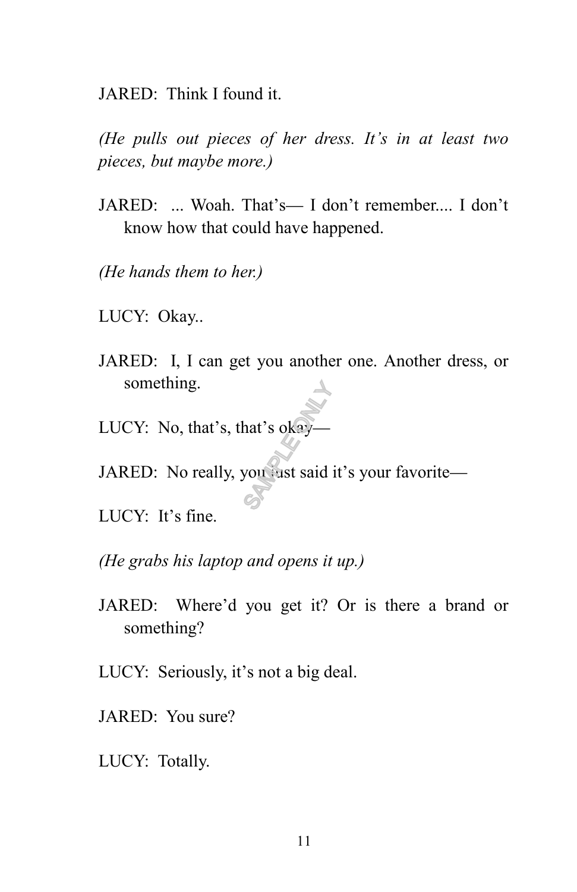JARED: Think I found it.

*(He pulls out pieces of her dress. It's in at least two pieces, but maybe more.)*

JARED: ... Woah. That's— I don't remember.... I don't know how that could have happened.

*(He hands them to her.)*

LUCY: Okay..

JARED: I, I can get you another one. Another dress, or something.

LUCY: No, that's, that's okay—

JARED: No really, you just said it's your favorite—

LUCY: It's fine.

*(He grabs his laptop and opens it up.)*

JARED: Where'd you get it? Or is there a brand or something?

LUCY: Seriously, it's not a big deal.

JARED: You sure?

LUCY: Totally.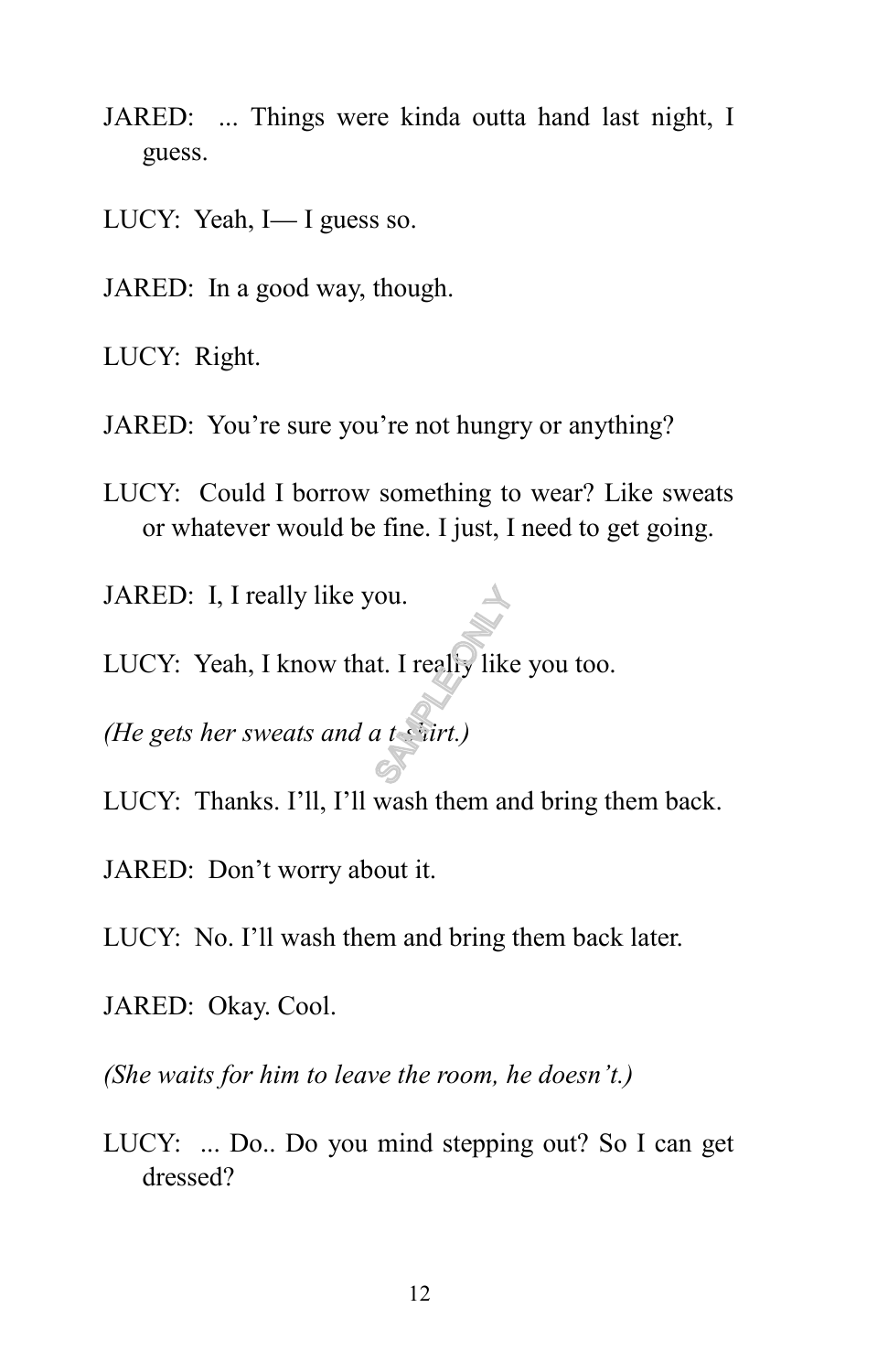JARED: ... Things were kinda outta hand last night, I guess.

LUCY: Yeah, I— I guess so.

JARED: In a good way, though.

LUCY: Right.

JARED: You're sure you're not hungry or anything?

LUCY: Could I borrow something to wear? Like sweats or whatever would be fine. I just, I need to get going.

JARED: I, I really like you.

LUCY: Yeah, I know that. I really like you too.

*(He gets her sweats and a t-shirt.)*

LUCY: Thanks. I'll, I'll wash them and bring them back.

JARED: Don't worry about it.

LUCY: No. I'll wash them and bring them back later.

JARED: Okay. Cool.

*(She waits for him to leave the room, he doesn't.)*

LUCY: ... Do.. Do you mind stepping out? So I can get dressed?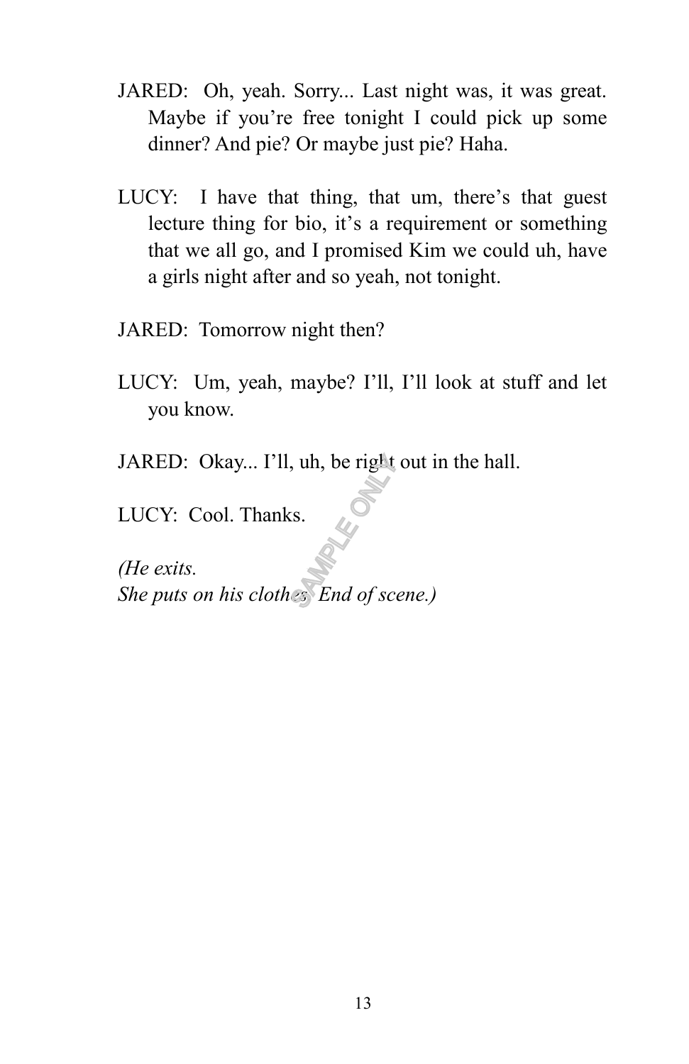JARED: Oh, yeah. Sorry... Last night was, it was great. Maybe if you're free tonight I could pick up some dinner? And pie? Or maybe just pie? Haha.

LUCY: I have that thing, that um, there's that guest lecture thing for bio, it's a requirement or something that we all go, and I promised Kim we could uh, have a girls night after and so yeah, not tonight.

JARED: Tomorrow night then?

LUCY: Um, yeah, maybe? I'll, I'll look at stuff and let you know.

JARED: Okay... I'll, uh, be right out in the hall.

LUCY: Cool. Thanks.

*(He exits.*
*She puts on his clothes. End of scene.)*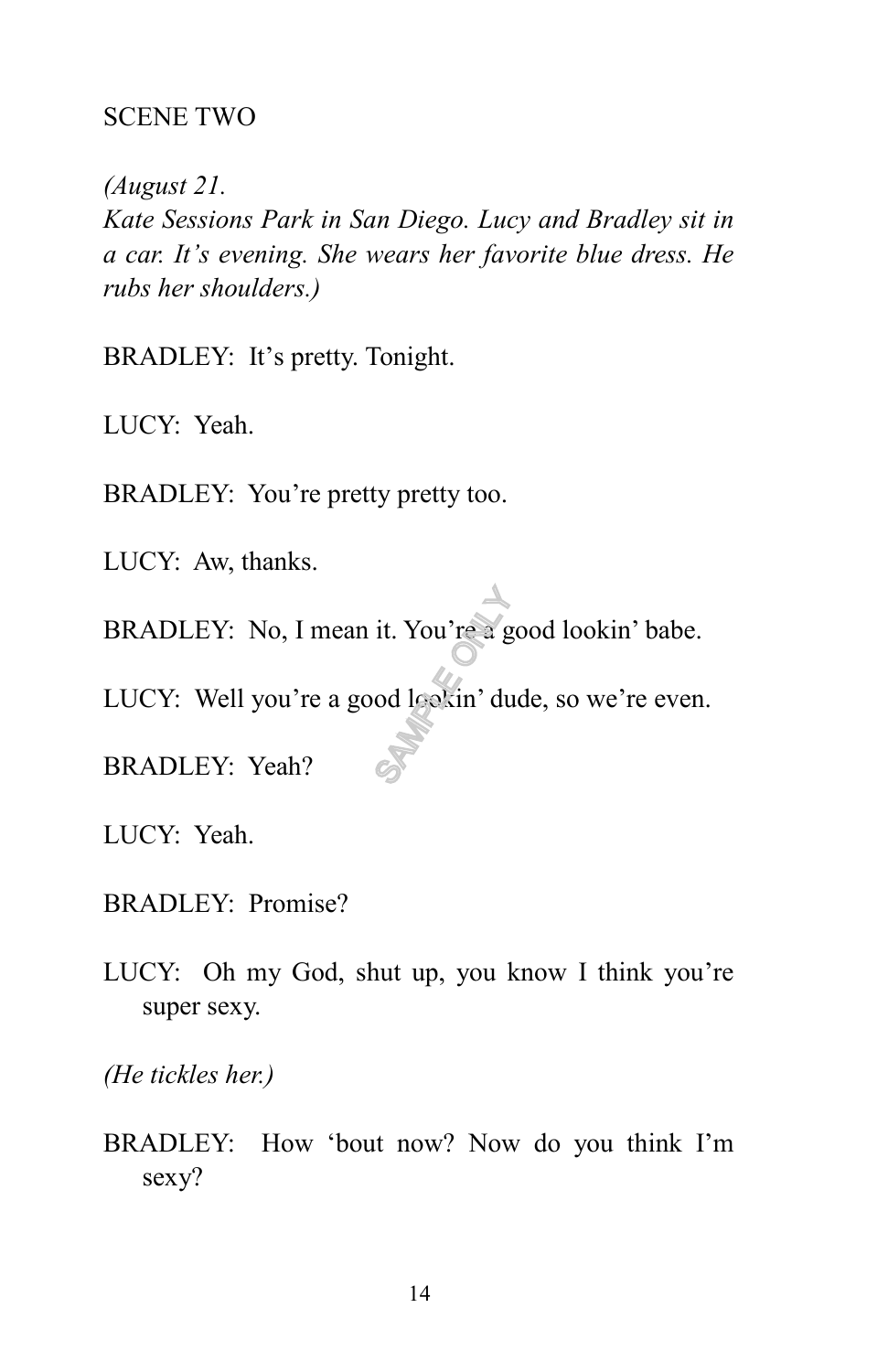SCENE TWO

*(August 21.*
*Kate Sessions Park in San Diego. Lucy and Bradley sit in a car. It's evening. She wears her favorite blue dress. He rubs her shoulders.)*

BRADLEY: It's pretty. Tonight.

LUCY: Yeah.

BRADLEY: You're pretty pretty too.

LUCY: Aw, thanks.

BRADLEY: No, I mean it. You're a good lookin' babe.

LUCY: Well you're a good lookin' dude, so we're even.

BRADLEY: Yeah?

LUCY: Yeah.

BRADLEY: Promise?

LUCY: Oh my God, shut up, you know I think you're super sexy.

*(He tickles her.)*

BRADLEY: How 'bout now? Now do you think I'm sexy?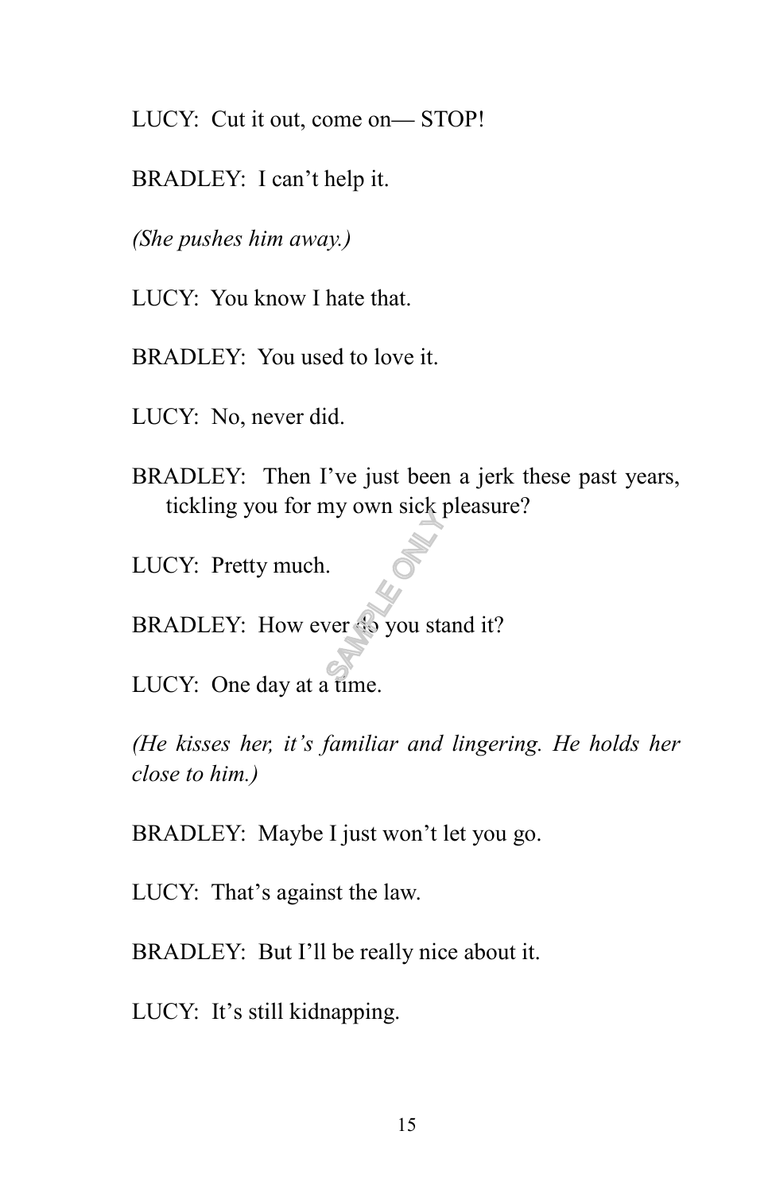LUCY: Cut it out, come on— STOP!

BRADLEY: I can't help it.

*(She pushes him away.)*

LUCY: You know I hate that.

BRADLEY: You used to love it.

LUCY: No, never did.

BRADLEY: Then I've just been a jerk these past years, tickling you for my own sick pleasure?

LUCY: Pretty much.

BRADLEY: How ever do you stand it?

LUCY: One day at a time.

*(He kisses her, it's familiar and lingering. He holds her close to him.)*

BRADLEY: Maybe I just won't let you go.

LUCY: That's against the law.

BRADLEY: But I'll be really nice about it.

LUCY: It's still kidnapping.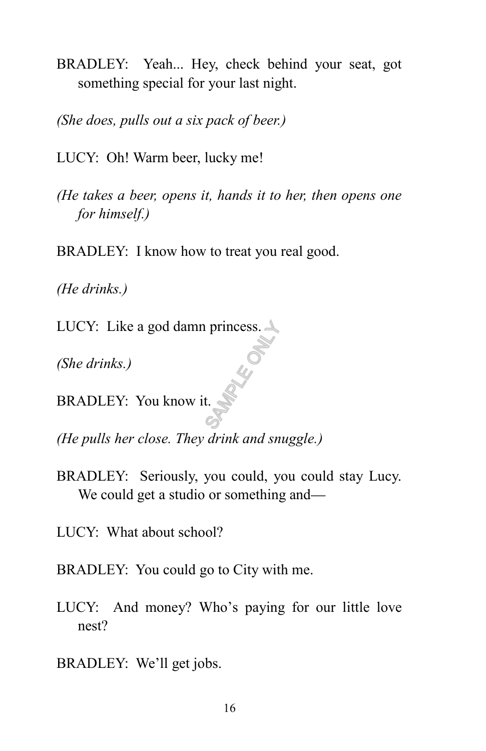BRADLEY: Yeah... Hey, check behind your seat, got something special for your last night.

*(She does, pulls out a six pack of beer.)*

LUCY: Oh! Warm beer, lucky me!

*(He takes a beer, opens it, hands it to her, then opens one for himself.)*

BRADLEY: I know how to treat you real good.

*(He drinks.)*

LUCY: Like a god damn princess.

*(She drinks.)*

BRADLEY: You know it.

*(He pulls her close. They drink and snuggle.)*

BRADLEY: Seriously, you could, you could stay Lucy. We could get a studio or something and—

LUCY: What about school?

BRADLEY: You could go to City with me.

LUCY: And money? Who's paying for our little love nest?

BRADLEY: We'll get jobs.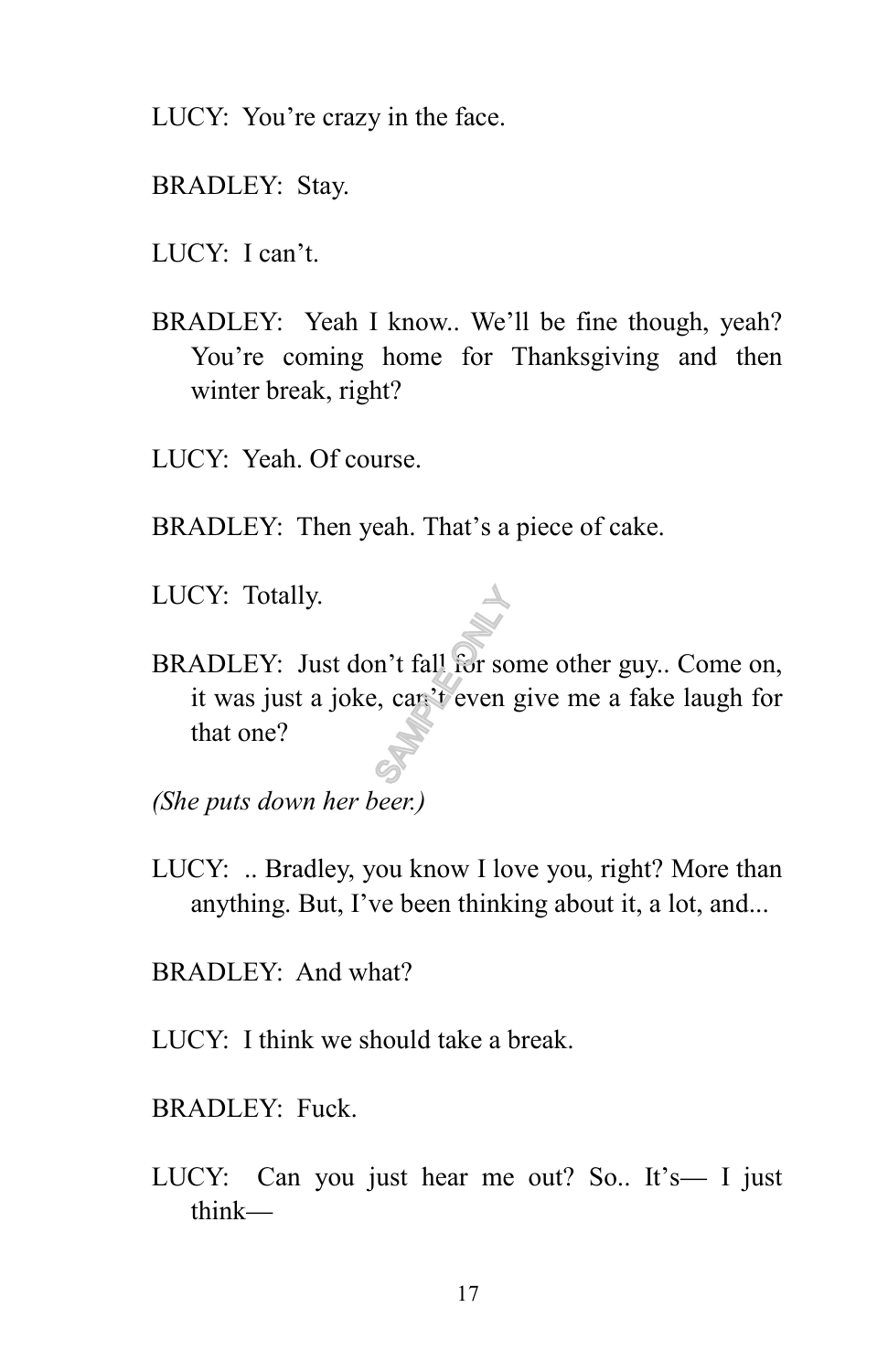LUCY: You're crazy in the face.

BRADLEY: Stay.

LUCY: I can't.

BRADLEY: Yeah I know.. We'll be fine though, yeah? You're coming home for Thanksgiving and then winter break, right?

LUCY: Yeah. Of course.

BRADLEY: Then yeah. That's a piece of cake.

LUCY: Totally.

BRADLEY: Just don't fall for some other guy.. Come on, it was just a joke, can't even give me a fake laugh for that one?

*(She puts down her beer.)*

LUCY: .. Bradley, you know I love you, right? More than anything. But, I've been thinking about it, a lot, and...

BRADLEY: And what?

LUCY: I think we should take a break.

BRADLEY: Fuck.

LUCY: Can you just hear me out? So.. It's— I just think—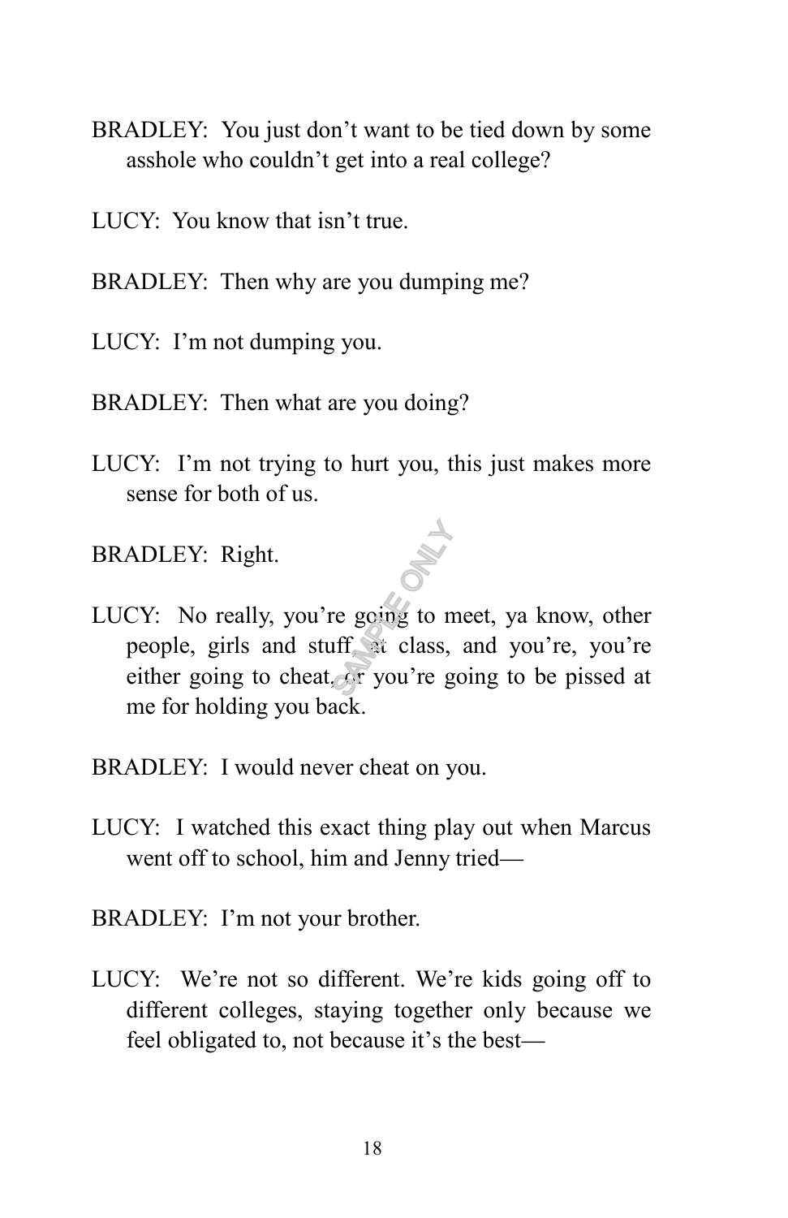BRADLEY: You just don't want to be tied down by some asshole who couldn't get into a real college?

LUCY: You know that isn't true.

BRADLEY: Then why are you dumping me?

LUCY: I'm not dumping you.

BRADLEY: Then what are you doing?

LUCY: I'm not trying to hurt you, this just makes more sense for both of us.

BRADLEY: Right.

LUCY: No really, you're going to meet, ya know, other people, girls and stuff, at class, and you're, you're either going to cheat, or you're going to be pissed at me for holding you back.

BRADLEY: I would never cheat on you.

LUCY: I watched this exact thing play out when Marcus went off to school, him and Jenny tried—

BRADLEY: I'm not your brother.

LUCY: We're not so different. We're kids going off to different colleges, staying together only because we feel obligated to, not because it's the best—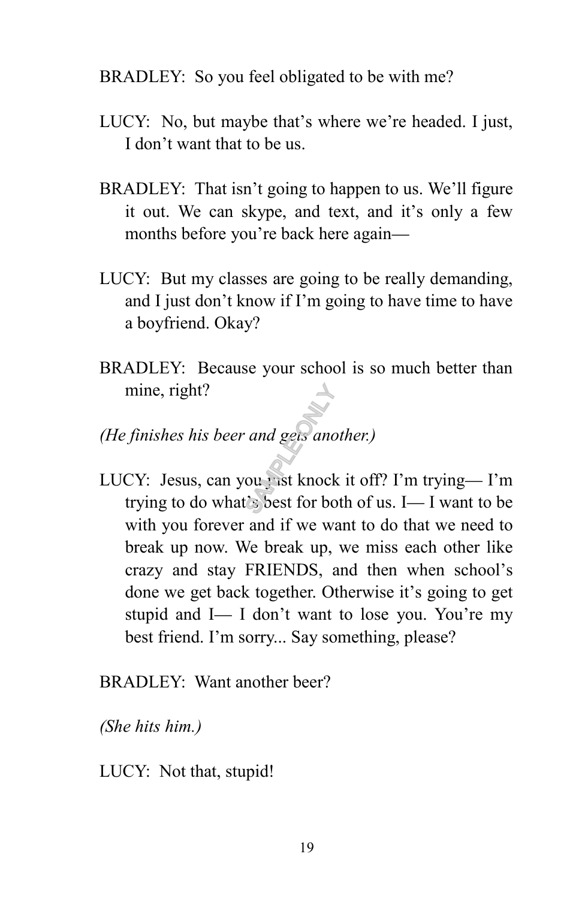BRADLEY: So you feel obligated to be with me?

LUCY: No, but maybe that's where we're headed. I just, I don't want that to be us.

BRADLEY: That isn't going to happen to us. We'll figure it out. We can skype, and text, and it's only a few months before you're back here again—

LUCY: But my classes are going to be really demanding, and I just don't know if I'm going to have time to have a boyfriend. Okay?

BRADLEY: Because your school is so much better than mine, right?

*(He finishes his beer and gets another.)*

LUCY: Jesus, can you just knock it off? I'm trying— I'm trying to do what's best for both of us. I— I want to be with you forever and if we want to do that we need to break up now. We break up, we miss each other like crazy and stay FRIENDS, and then when school's done we get back together. Otherwise it's going to get stupid and I— I don't want to lose you. You're my best friend. I'm sorry... Say something, please?

BRADLEY: Want another beer?

*(She hits him.)*

LUCY: Not that, stupid!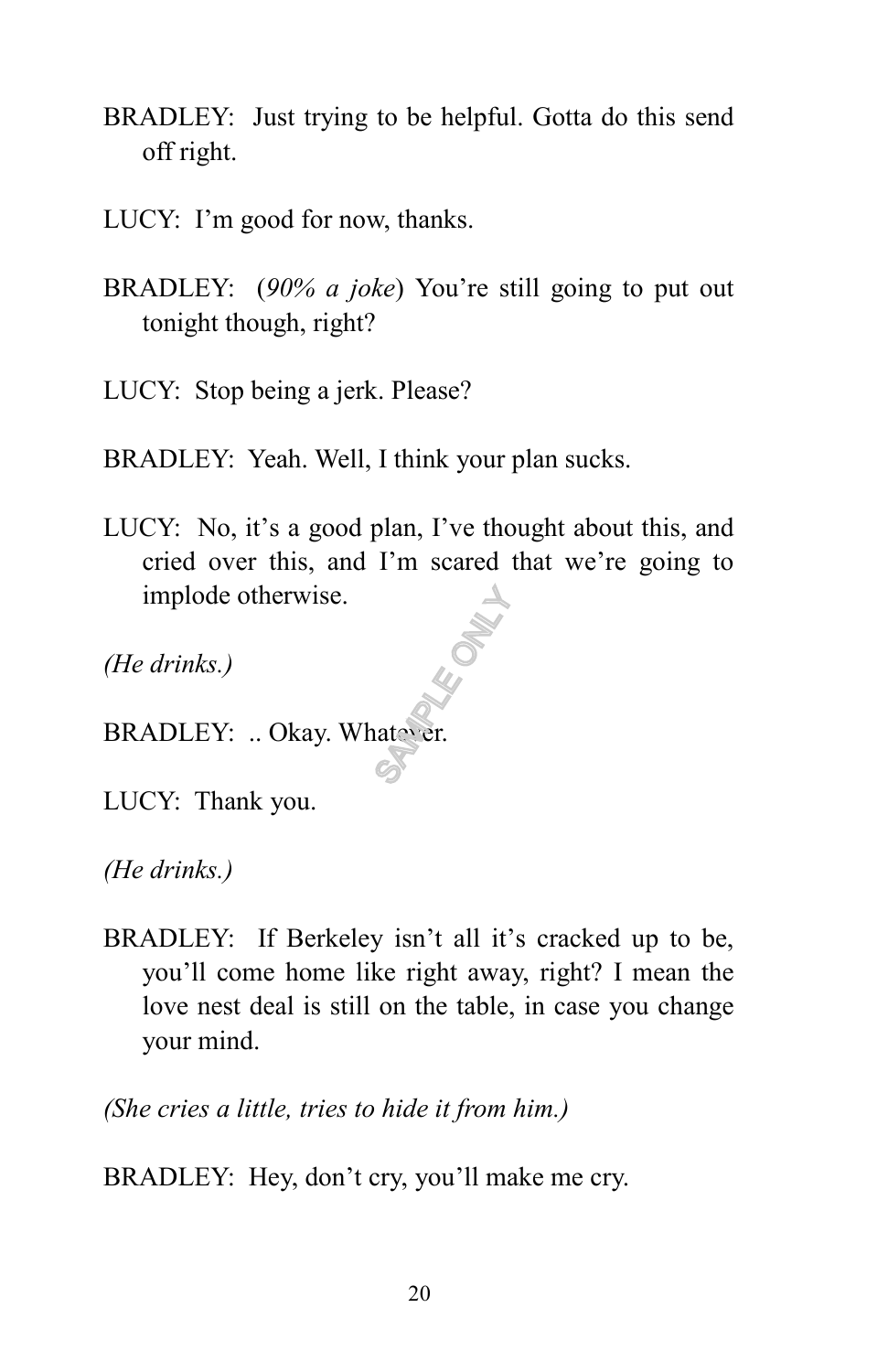BRADLEY: Just trying to be helpful. Gotta do this send off right.

LUCY: I'm good for now, thanks.

BRADLEY: (*90% a joke*) You're still going to put out tonight though, right?

LUCY: Stop being a jerk. Please?

BRADLEY: Yeah. Well, I think your plan sucks.

LUCY: No, it's a good plan, I've thought about this, and cried over this, and I'm scared that we're going to implode otherwise.

*(He drinks.)*

BRADLEY: .. Okay. Whatever.

LUCY: Thank you.

*(He drinks.)*

BRADLEY: If Berkeley isn't all it's cracked up to be, you'll come home like right away, right? I mean the love nest deal is still on the table, in case you change your mind.

*(She cries a little, tries to hide it from him.)*

BRADLEY: Hey, don't cry, you'll make me cry.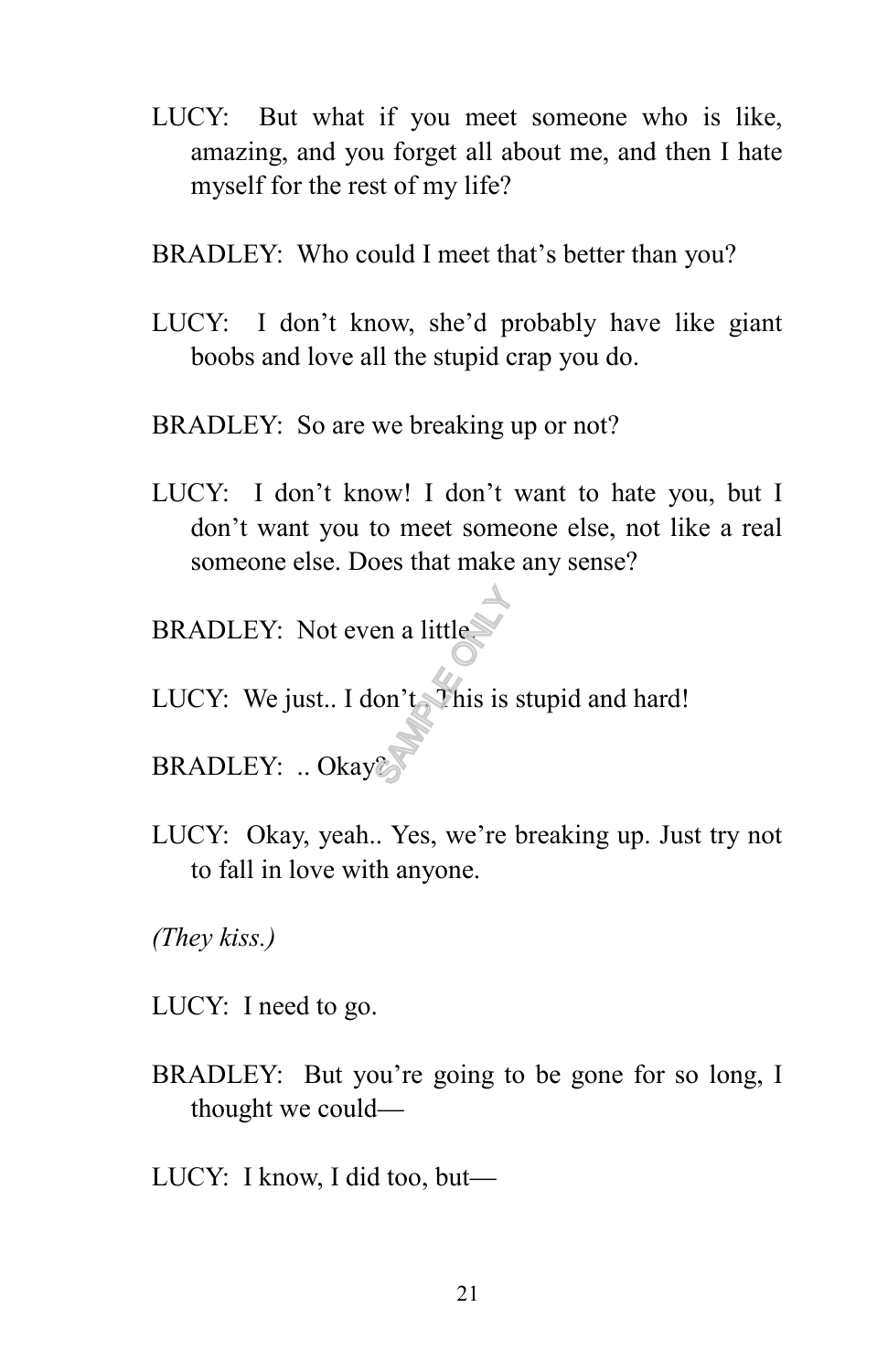LUCY: But what if you meet someone who is like, amazing, and you forget all about me, and then I hate myself for the rest of my life?

BRADLEY: Who could I meet that's better than you?

LUCY: I don't know, she'd probably have like giant boobs and love all the stupid crap you do.

BRADLEY: So are we breaking up or not?

LUCY: I don't know! I don't want to hate you, but I don't want you to meet someone else, not like a real someone else. Does that make any sense?

BRADLEY: Not even a little.

LUCY: We just.. I don't.. This is stupid and hard!

BRADLEY: .. Okay?

LUCY: Okay, yeah.. Yes, we're breaking up. Just try not to fall in love with anyone.

*(They kiss.)*

LUCY: I need to go.

BRADLEY: But you're going to be gone for so long, I thought we could—

LUCY: I know, I did too, but—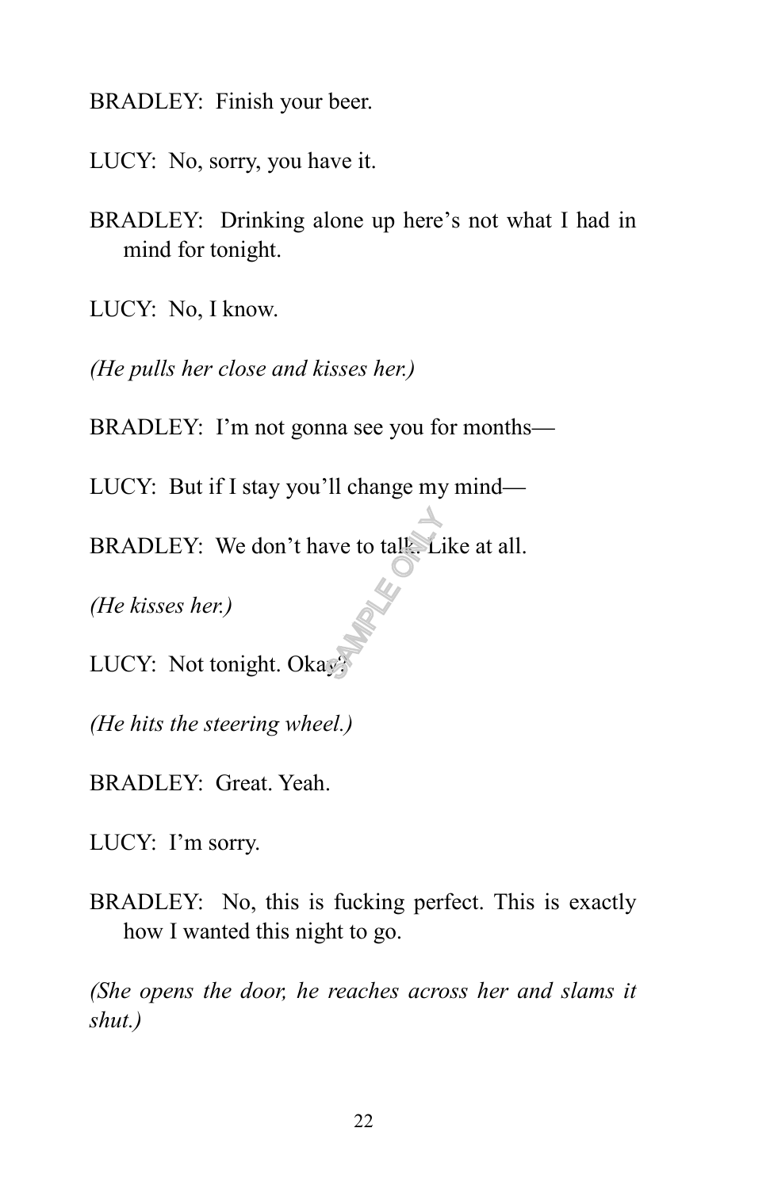BRADLEY: Finish your beer.

LUCY: No, sorry, you have it.

BRADLEY: Drinking alone up here's not what I had in mind for tonight.

LUCY: No, I know.

*(He pulls her close and kisses her.)*

BRADLEY: I'm not gonna see you for months—

LUCY: But if I stay you'll change my mind—

BRADLEY: We don't have to talk. Like at all.

*(He kisses her.)*

LUCY: Not tonight. Okay?

*(He hits the steering wheel.)*

BRADLEY: Great. Yeah.

LUCY: I'm sorry.

BRADLEY: No, this is fucking perfect. This is exactly how I wanted this night to go.

*(She opens the door, he reaches across her and slams it shut.)*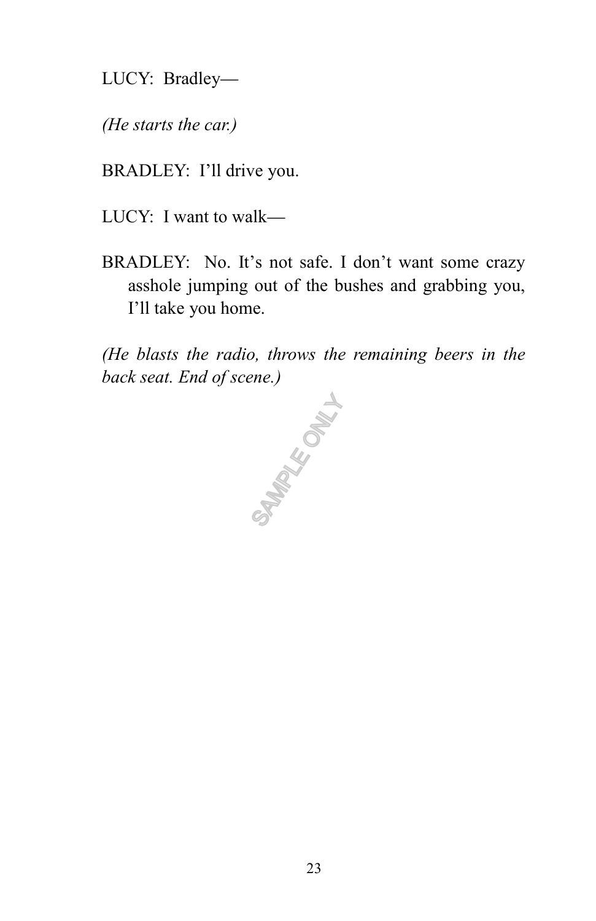LUCY: Bradley—

*(He starts the car.)*

BRADLEY: I'll drive you.

LUCY: I want to walk—

BRADLEY: No. It's not safe. I don't want some crazy asshole jumping out of the bushes and grabbing you, I'll take you home.

*(He blasts the radio, throws the remaining beers in the back seat. End of scene.)*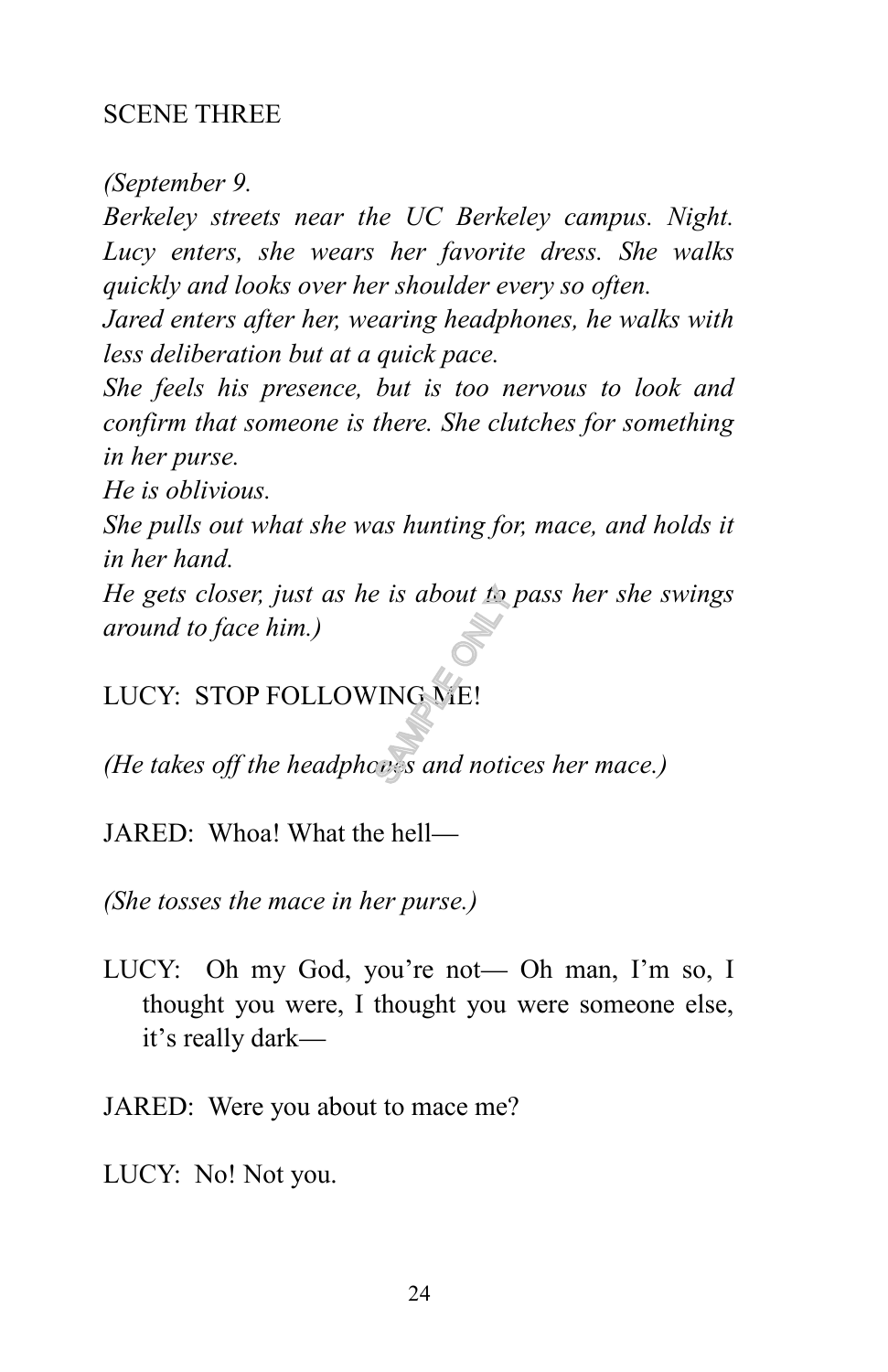SCENE THREE

*(September 9.*
*Berkeley streets near the UC Berkeley campus. Night. Lucy enters, she wears her favorite dress. She walks quickly and looks over her shoulder every so often.*
*Jared enters after her, wearing headphones, he walks with less deliberation but at a quick pace.*
*She feels his presence, but is too nervous to look and confirm that someone is there. She clutches for something in her purse.*
*He is oblivious.*
*She pulls out what she was hunting for, mace, and holds it in her hand.*
*He gets closer, just as he is about to pass her she swings around to face him.)*

LUCY: STOP FOLLOWING ME!

*(He takes off the headphones and notices her mace.)*

JARED: Whoa! What the hell—

*(She tosses the mace in her purse.)*

LUCY: Oh my God, you're not— Oh man, I'm so, I thought you were, I thought you were someone else, it's really dark—

JARED: Were you about to mace me?

LUCY: No! Not you.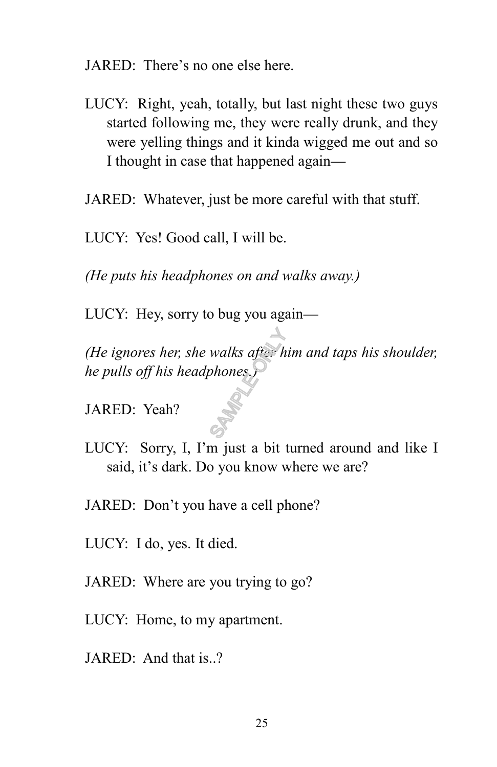JARED: There's no one else here.

LUCY: Right, yeah, totally, but last night these two guys started following me, they were really drunk, and they were yelling things and it kinda wigged me out and so I thought in case that happened again—

JARED: Whatever, just be more careful with that stuff.

LUCY: Yes! Good call, I will be.

*(He puts his headphones on and walks away.)*

LUCY: Hey, sorry to bug you again—

*(He ignores her, she walks after him and taps his shoulder, he pulls off his headphones.)*

JARED: Yeah?

LUCY: Sorry, I, I'm just a bit turned around and like I said, it's dark. Do you know where we are?

JARED: Don't you have a cell phone?

LUCY: I do, yes. It died.

JARED: Where are you trying to go?

LUCY: Home, to my apartment.

JARED: And that is..?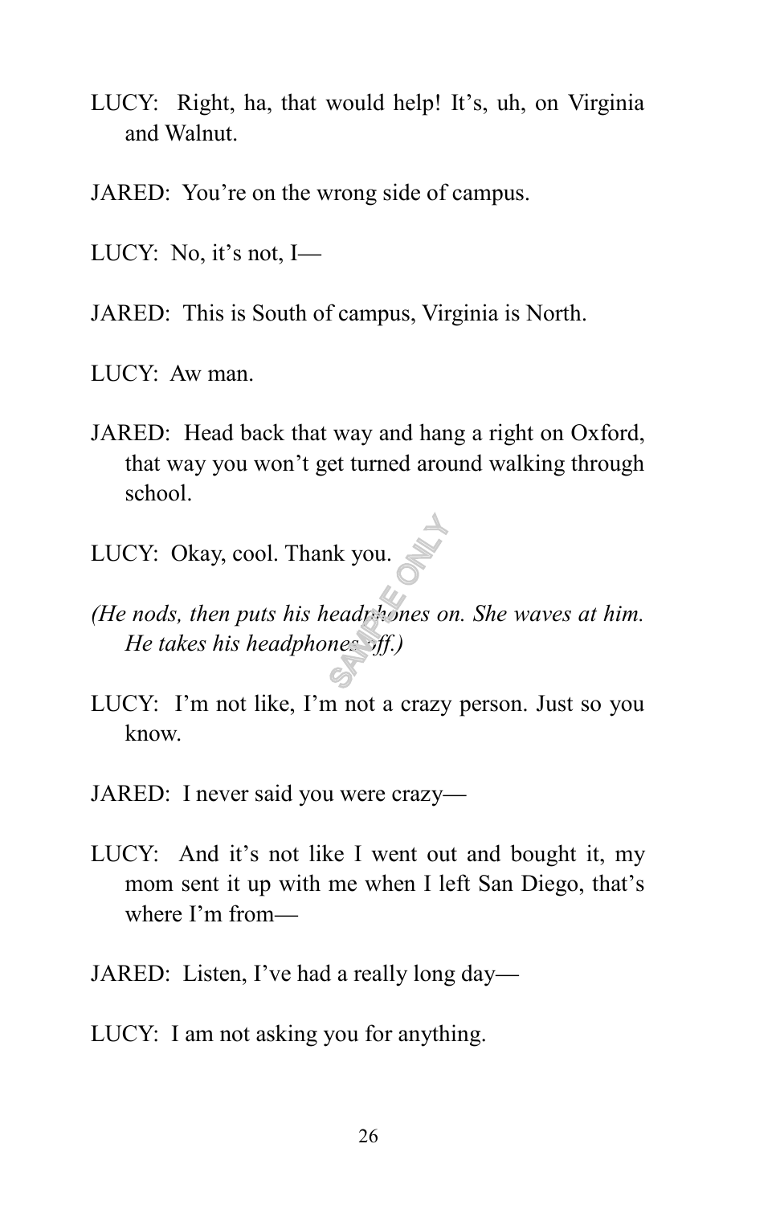LUCY: Right, ha, that would help! It's, uh, on Virginia and Walnut.

JARED: You're on the wrong side of campus.

LUCY: No, it's not, I—

JARED: This is South of campus, Virginia is North.

LUCY: Aw man.

JARED: Head back that way and hang a right on Oxford, that way you won't get turned around walking through school.

LUCY: Okay, cool. Thank you.

*(He nods, then puts his headphones on. She waves at him. He takes his headphones off.)*

LUCY: I'm not like, I'm not a crazy person. Just so you know.

JARED: I never said you were crazy—

LUCY: And it's not like I went out and bought it, my mom sent it up with me when I left San Diego, that's where I'm from—

JARED: Listen, I've had a really long day—

LUCY: I am not asking you for anything.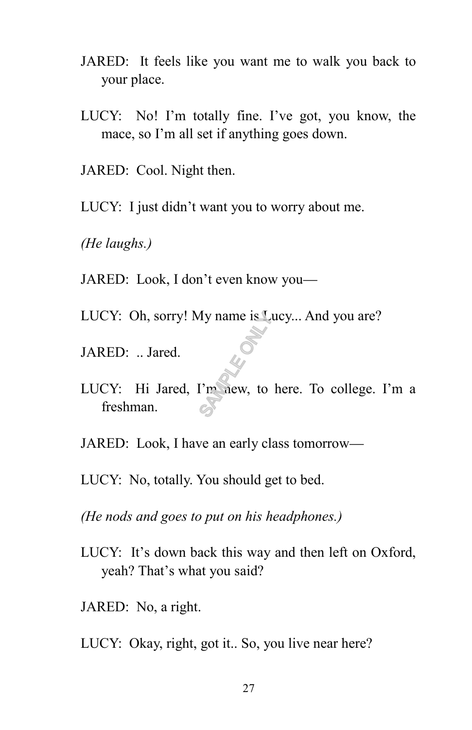JARED: It feels like you want me to walk you back to your place.

LUCY: No! I'm totally fine. I've got, you know, the mace, so I'm all set if anything goes down.

JARED: Cool. Night then.

LUCY: I just didn't want you to worry about me.

*(He laughs.)*

JARED: Look, I don't even know you—

LUCY: Oh, sorry! My name is Lucy... And you are?

JARED: .. Jared.

LUCY: Hi Jared, I'm new, to here. To college. I'm a freshman.

JARED: Look, I have an early class tomorrow—

LUCY: No, totally. You should get to bed.

*(He nods and goes to put on his headphones.)*

LUCY: It's down back this way and then left on Oxford, yeah? That's what you said?

JARED: No, a right.

LUCY: Okay, right, got it.. So, you live near here?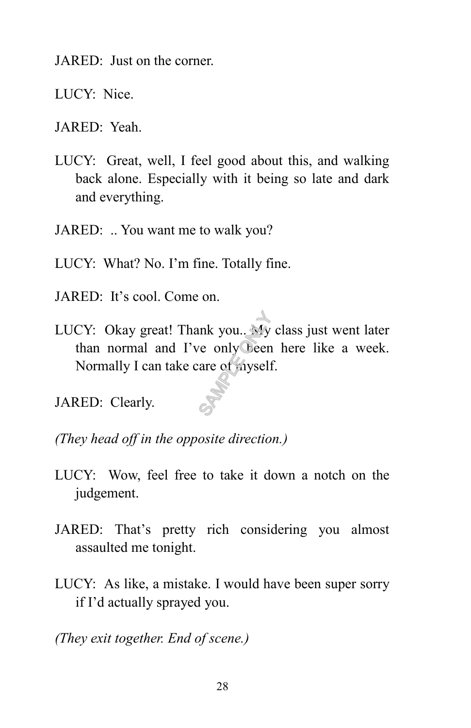JARED: Just on the corner.

LUCY: Nice.

JARED: Yeah.

LUCY: Great, well, I feel good about this, and walking back alone. Especially with it being so late and dark and everything.

JARED: .. You want me to walk you?

LUCY: What? No. I'm fine. Totally fine.

JARED: It's cool. Come on.

LUCY: Okay great! Thank you.. My class just went later than normal and I've only been here like a week. Normally I can take care of myself.

JARED: Clearly.

*(They head off in the opposite direction.)*

LUCY: Wow, feel free to take it down a notch on the judgement.

JARED: That's pretty rich considering you almost assaulted me tonight.

LUCY: As like, a mistake. I would have been super sorry if I'd actually sprayed you.

*(They exit together. End of scene.)*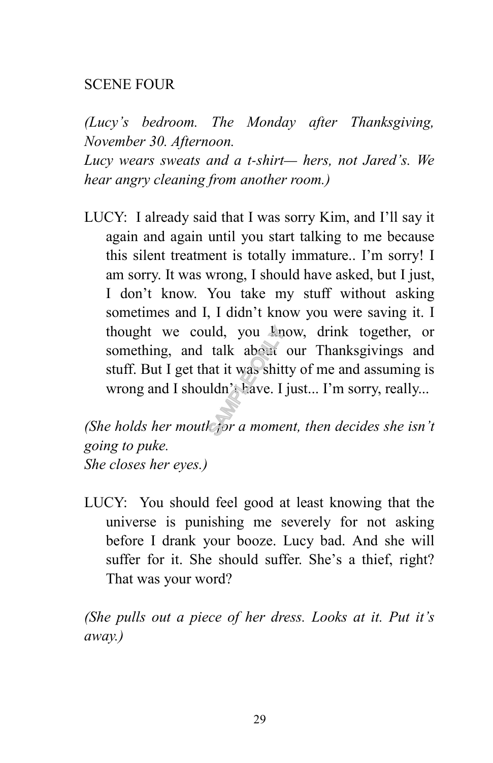SCENE FOUR

*(Lucy's bedroom. The Monday after Thanksgiving, November 30. Afternoon.*
*Lucy wears sweats and a t-shirt— hers, not Jared's. We hear angry cleaning from another room.)*

LUCY: I already said that I was sorry Kim, and I'll say it again and again until you start talking to me because this silent treatment is totally immature.. I'm sorry! I am sorry. It was wrong, I should have asked, but I just, I don't know. You take my stuff without asking sometimes and I, I didn't know you were saving it. I thought we could, you know, drink together, or something, and talk about our Thanksgivings and stuff. But I get that it was shitty of me and assuming is wrong and I shouldn't have. I just... I'm sorry, really...

*(She holds her mouth for a moment, then decides she isn't going to puke.*
*She closes her eyes.)*

LUCY: You should feel good at least knowing that the universe is punishing me severely for not asking before I drank your booze. Lucy bad. And she will suffer for it. She should suffer. She's a thief, right? That was your word?

*(She pulls out a piece of her dress. Looks at it. Put it's away.)*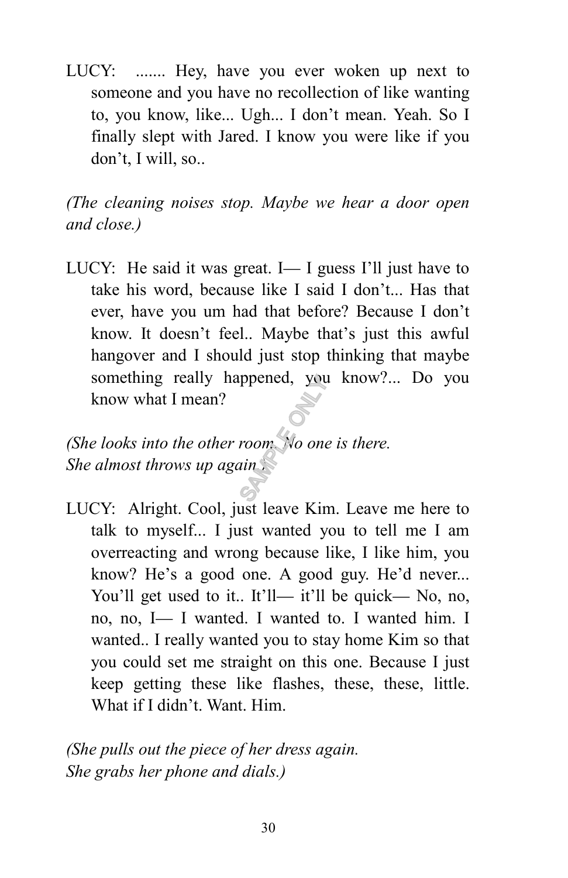LUCY: ....... Hey, have you ever woken up next to someone and you have no recollection of like wanting to, you know, like... Ugh... I don't mean. Yeah. So I finally slept with Jared. I know you were like if you don't, I will, so..

*(The cleaning noises stop. Maybe we hear a door open and close.)*

LUCY: He said it was great. I— I guess I'll just have to take his word, because like I said I don't... Has that ever, have you um had that before? Because I don't know. It doesn't feel.. Maybe that's just this awful hangover and I should just stop thinking that maybe something really happened, you know?... Do you know what I mean?

*(She looks into the other room. No one is there.*
*She almost throws up again.)*

LUCY: Alright. Cool, just leave Kim. Leave me here to talk to myself... I just wanted you to tell me I am overreacting and wrong because like, I like him, you know? He's a good one. A good guy. He'd never... You'll get used to it.. It'll— it'll be quick— No, no, no, no, I— I wanted. I wanted to. I wanted him. I wanted.. I really wanted you to stay home Kim so that you could set me straight on this one. Because I just keep getting these like flashes, these, these, little. What if I didn't. Want. Him.

*(She pulls out the piece of her dress again.*
*She grabs her phone and dials.)*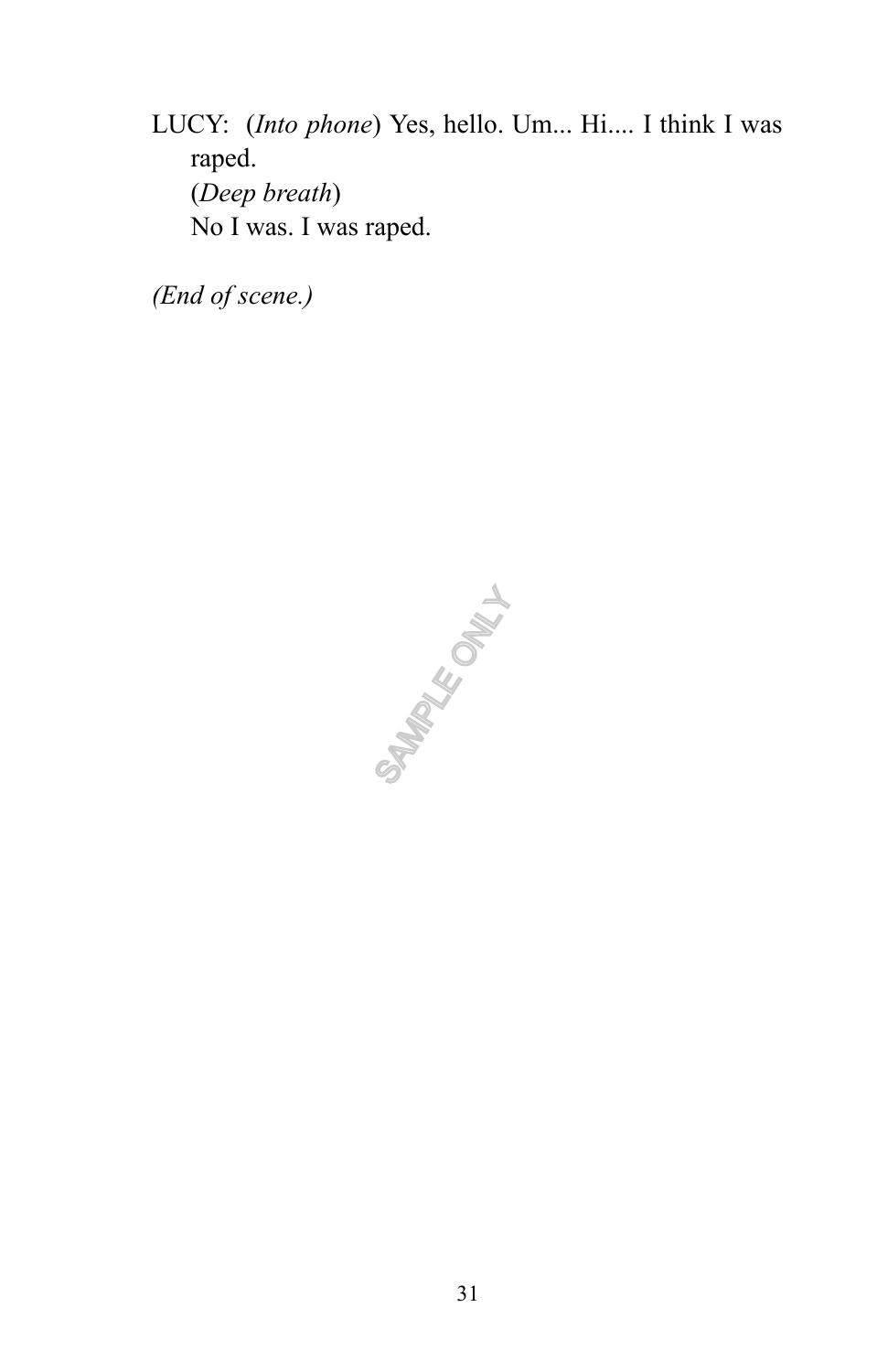LUCY: (*Into phone*) Yes, hello. Um... Hi.... I think I was raped.
(*Deep breath*)
No I was. I was raped.

*(End of scene.)*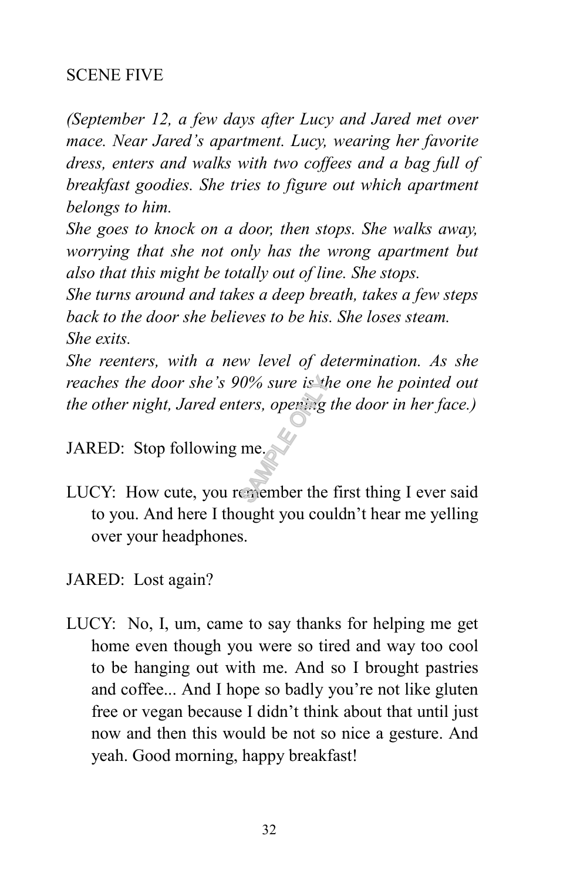SCENE FIVE

*(September 12, a few days after Lucy and Jared met over mace. Near Jared's apartment. Lucy, wearing her favorite dress, enters and walks with two coffees and a bag full of breakfast goodies. She tries to figure out which apartment belongs to him.*

*She goes to knock on a door, then stops. She walks away, worrying that she not only has the wrong apartment but also that this might be totally out of line. She stops.*

*She turns around and takes a deep breath, takes a few steps back to the door she believes to be his. She loses steam.*

*She exits.*

*She reenters, with a new level of determination. As she reaches the door she's 90% sure is the one he pointed out the other night, Jared enters, opening the door in her face.)*

JARED: Stop following me.

LUCY: How cute, you remember the first thing I ever said to you. And here I thought you couldn't hear me yelling over your headphones.

JARED: Lost again?

LUCY: No, I, um, came to say thanks for helping me get home even though you were so tired and way too cool to be hanging out with me. And so I brought pastries and coffee... And I hope so badly you're not like gluten free or vegan because I didn't think about that until just now and then this would be not so nice a gesture. And yeah. Good morning, happy breakfast!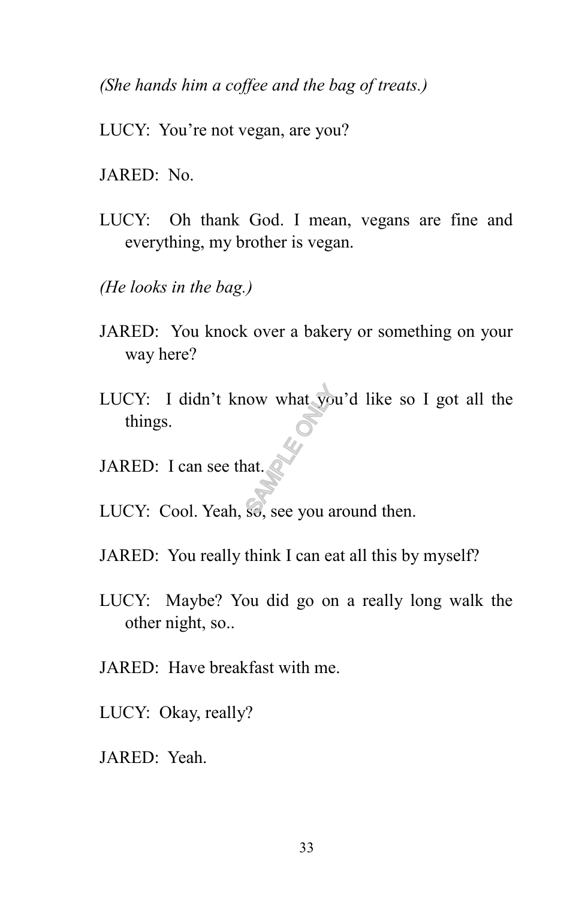*(She hands him a coffee and the bag of treats.)*

LUCY: You're not vegan, are you?

JARED: No.

LUCY: Oh thank God. I mean, vegans are fine and everything, my brother is vegan.

*(He looks in the bag.)*

JARED: You knock over a bakery or something on your way here?

LUCY: I didn't know what you'd like so I got all the things.

JARED: I can see that.

LUCY: Cool. Yeah, so, see you around then.

JARED: You really think I can eat all this by myself?

LUCY: Maybe? You did go on a really long walk the other night, so..

JARED: Have breakfast with me.

LUCY: Okay, really?

JARED: Yeah.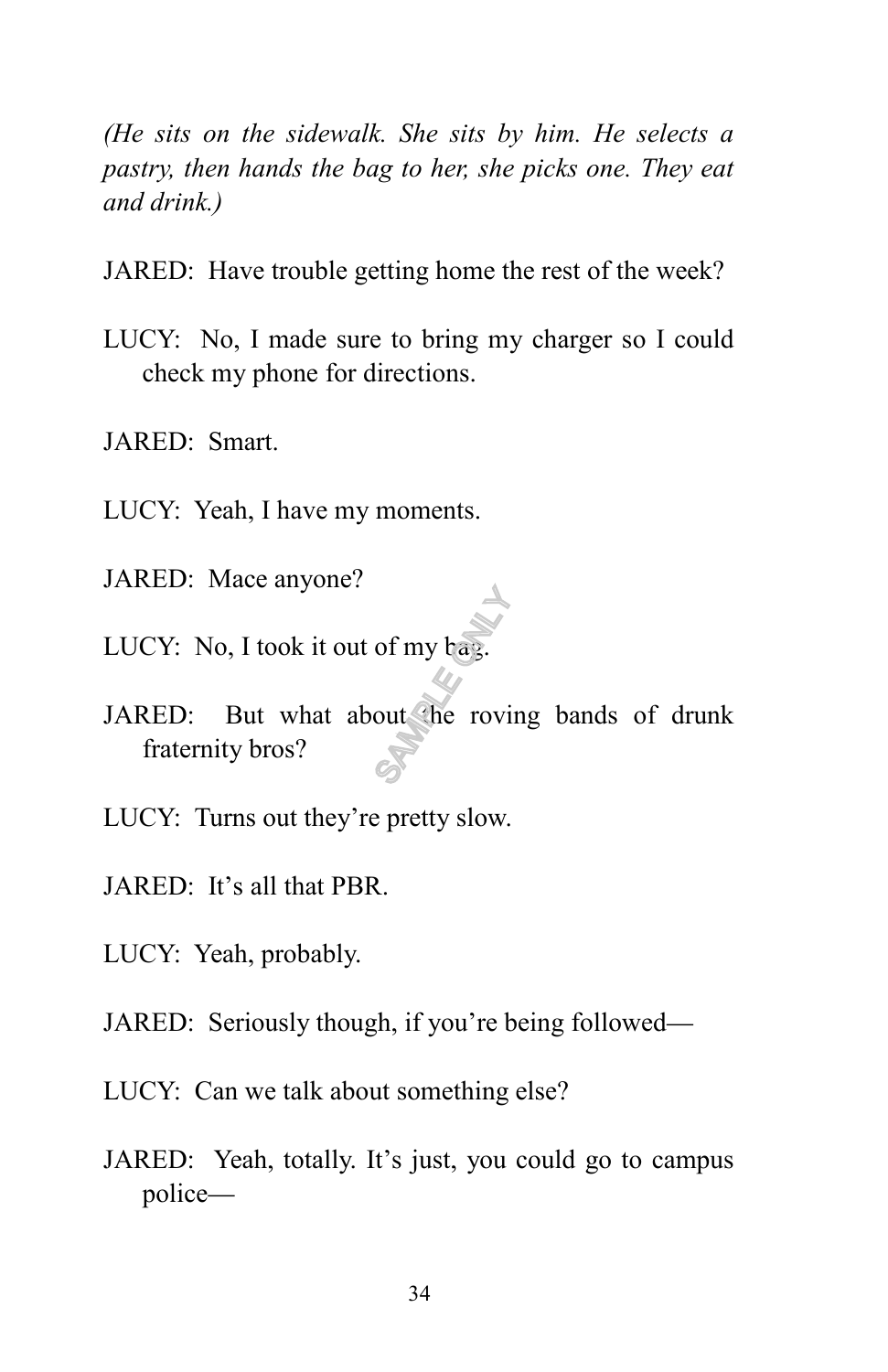*(He sits on the sidewalk. She sits by him. He selects a pastry, then hands the bag to her, she picks one. They eat and drink.)*

JARED: Have trouble getting home the rest of the week?

LUCY: No, I made sure to bring my charger so I could check my phone for directions.

JARED: Smart.

LUCY: Yeah, I have my moments.

JARED: Mace anyone?

LUCY: No, I took it out of my bag.

JARED: But what about the roving bands of drunk fraternity bros?

LUCY: Turns out they're pretty slow.

JARED: It's all that PBR.

LUCY: Yeah, probably.

JARED: Seriously though, if you're being followed—

LUCY: Can we talk about something else?

JARED: Yeah, totally. It's just, you could go to campus police—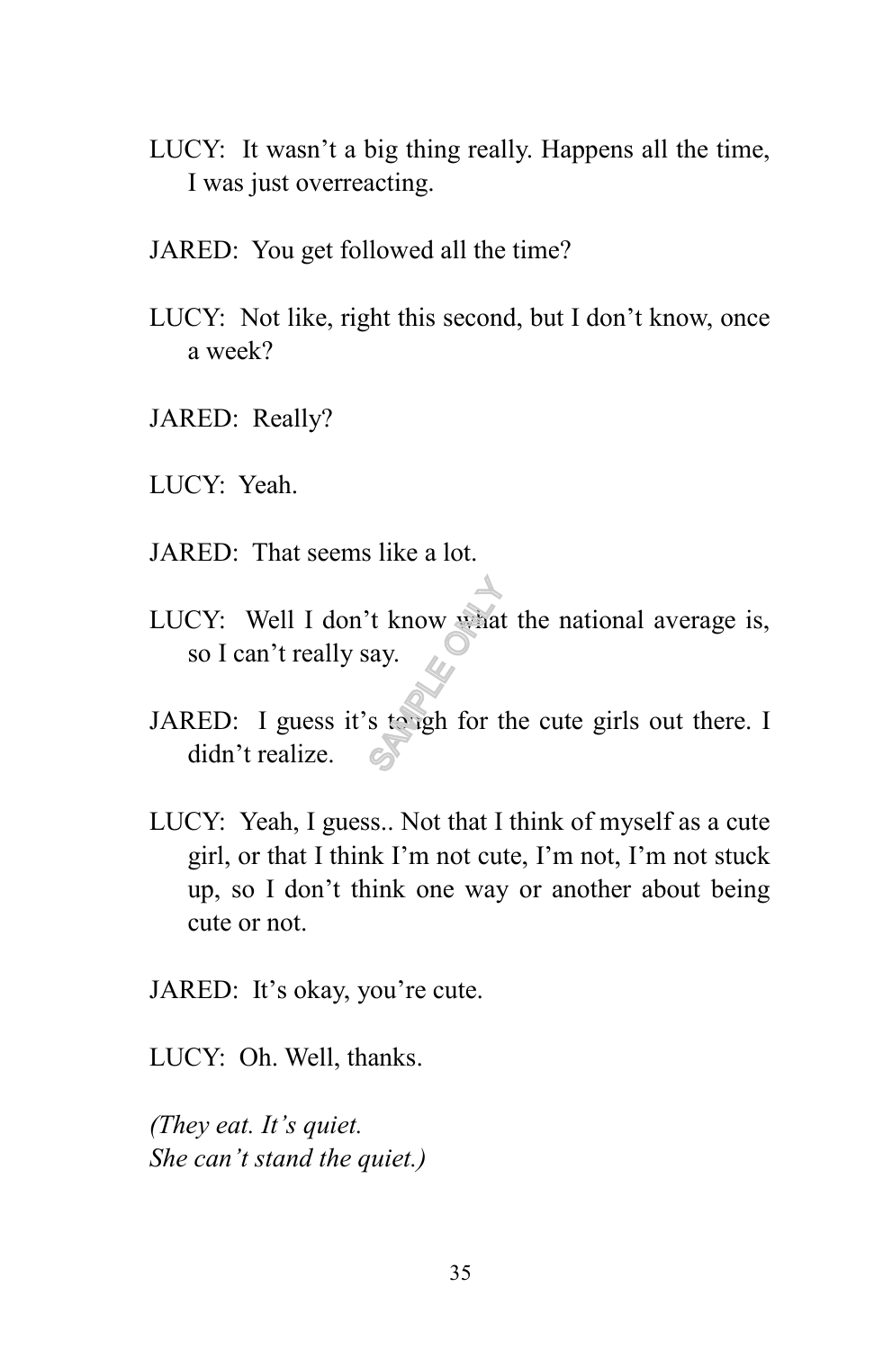LUCY: It wasn't a big thing really. Happens all the time, I was just overreacting.

JARED: You get followed all the time?

LUCY: Not like, right this second, but I don't know, once a week?

JARED: Really?

LUCY: Yeah.

JARED: That seems like a lot.

LUCY: Well I don't know what the national average is, so I can't really say.

JARED: I guess it's tough for the cute girls out there. I didn't realize.

LUCY: Yeah, I guess.. Not that I think of myself as a cute girl, or that I think I'm not cute, I'm not, I'm not stuck up, so I don't think one way or another about being cute or not.

JARED: It's okay, you're cute.

LUCY: Oh. Well, thanks.

*(They eat. It's quiet.*
*She can't stand the quiet.)*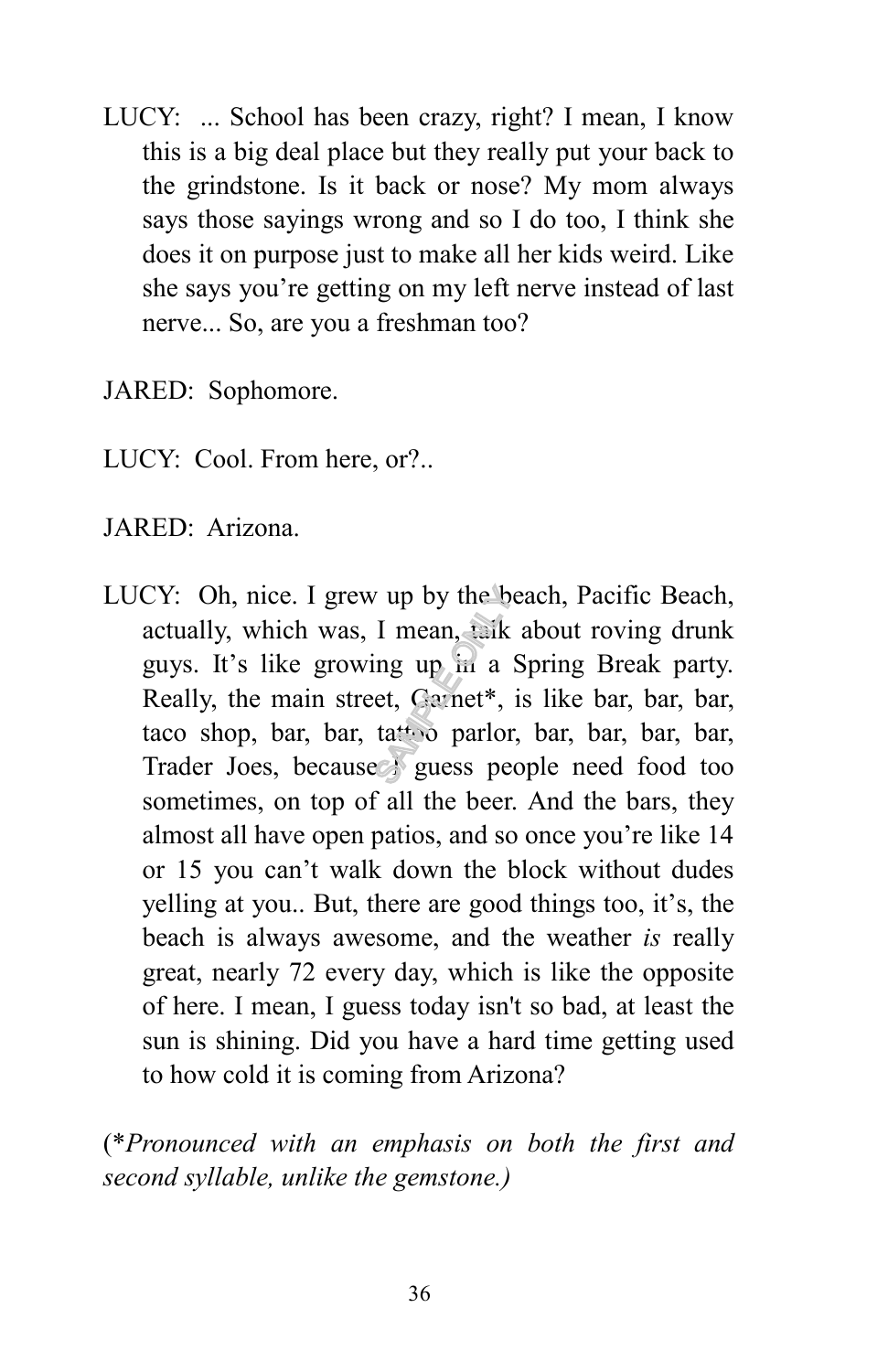LUCY: ... School has been crazy, right? I mean, I know this is a big deal place but they really put your back to the grindstone. Is it back or nose? My mom always says those sayings wrong and so I do too, I think she does it on purpose just to make all her kids weird. Like she says you're getting on my left nerve instead of last nerve... So, are you a freshman too?

JARED: Sophomore.

LUCY: Cool. From here, or?..

JARED: Arizona.

LUCY: Oh, nice. I grew up by the beach, Pacific Beach, actually, which was, I mean, talk about roving drunk guys. It's like growing up in a Spring Break party. Really, the main street, Garnet*, is like bar, bar, bar, taco shop, bar, bar, tattoo parlor, bar, bar, bar, bar, Trader Joes, because I guess people need food too sometimes, on top of all the beer. And the bars, they almost all have open patios, and so once you're like 14 or 15 you can't walk down the block without dudes yelling at you.. But, there are good things too, it's, the beach is always awesome, and the weather *is* really great, nearly 72 every day, which is like the opposite of here. I mean, I guess today isn't so bad, at least the sun is shining. Did you have a hard time getting used to how cold it is coming from Arizona?

(**Pronounced with an emphasis on both the first and second syllable, unlike the gemstone.*)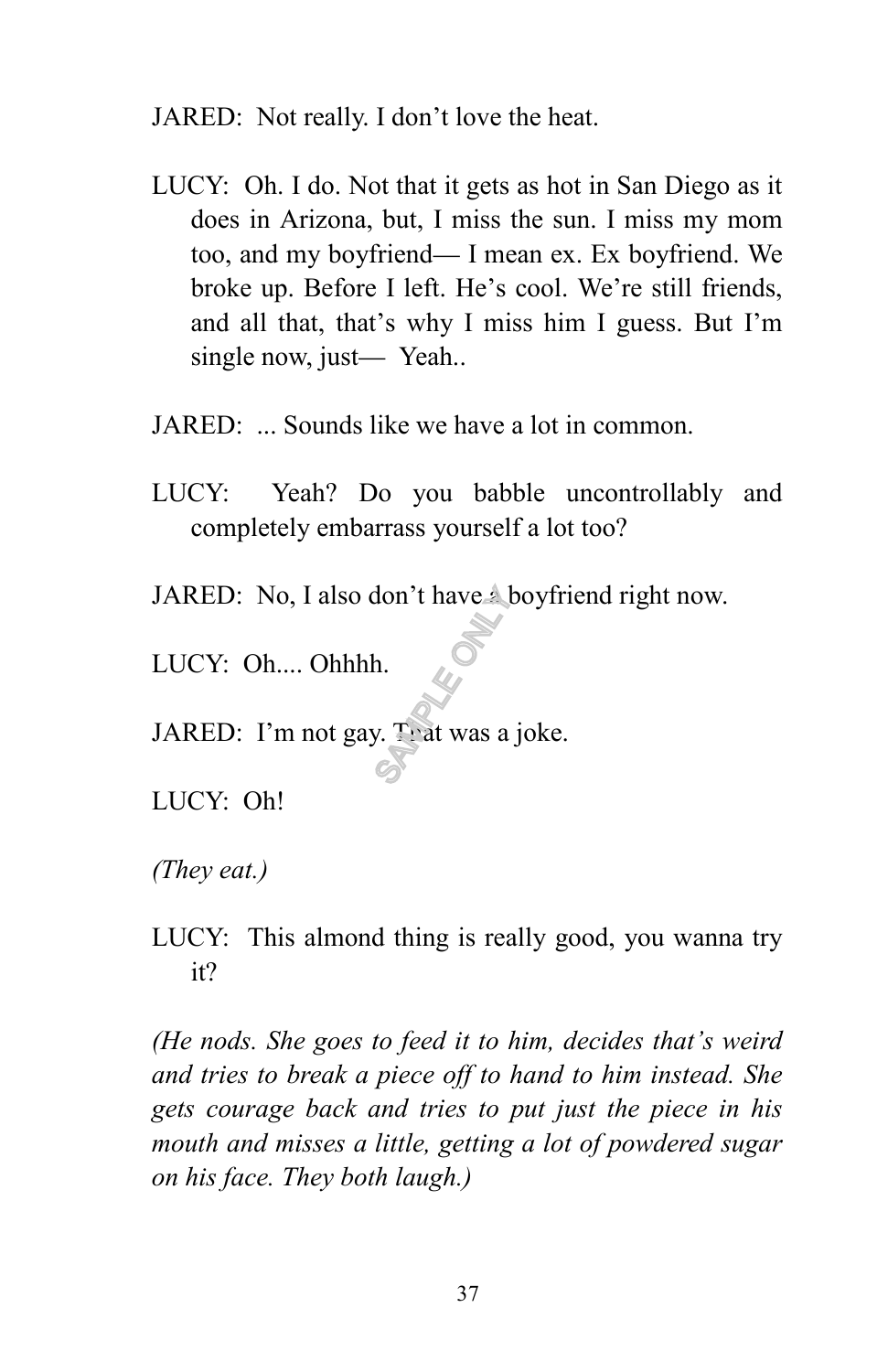JARED: Not really. I don't love the heat.

LUCY: Oh. I do. Not that it gets as hot in San Diego as it does in Arizona, but, I miss the sun. I miss my mom too, and my boyfriend— I mean ex. Ex boyfriend. We broke up. Before I left. He's cool. We're still friends, and all that, that's why I miss him I guess. But I'm single now, just— Yeah..

JARED: ... Sounds like we have a lot in common.

LUCY: Yeah? Do you babble uncontrollably and completely embarrass yourself a lot too?

JARED: No, I also don't have a boyfriend right now.

LUCY: Oh.... Ohhhh.

JARED: I'm not gay. That was a joke.

LUCY: Oh!

*(They eat.)*

LUCY: This almond thing is really good, you wanna try it?

*(He nods. She goes to feed it to him, decides that's weird and tries to break a piece off to hand to him instead. She gets courage back and tries to put just the piece in his mouth and misses a little, getting a lot of powdered sugar on his face. They both laugh.)*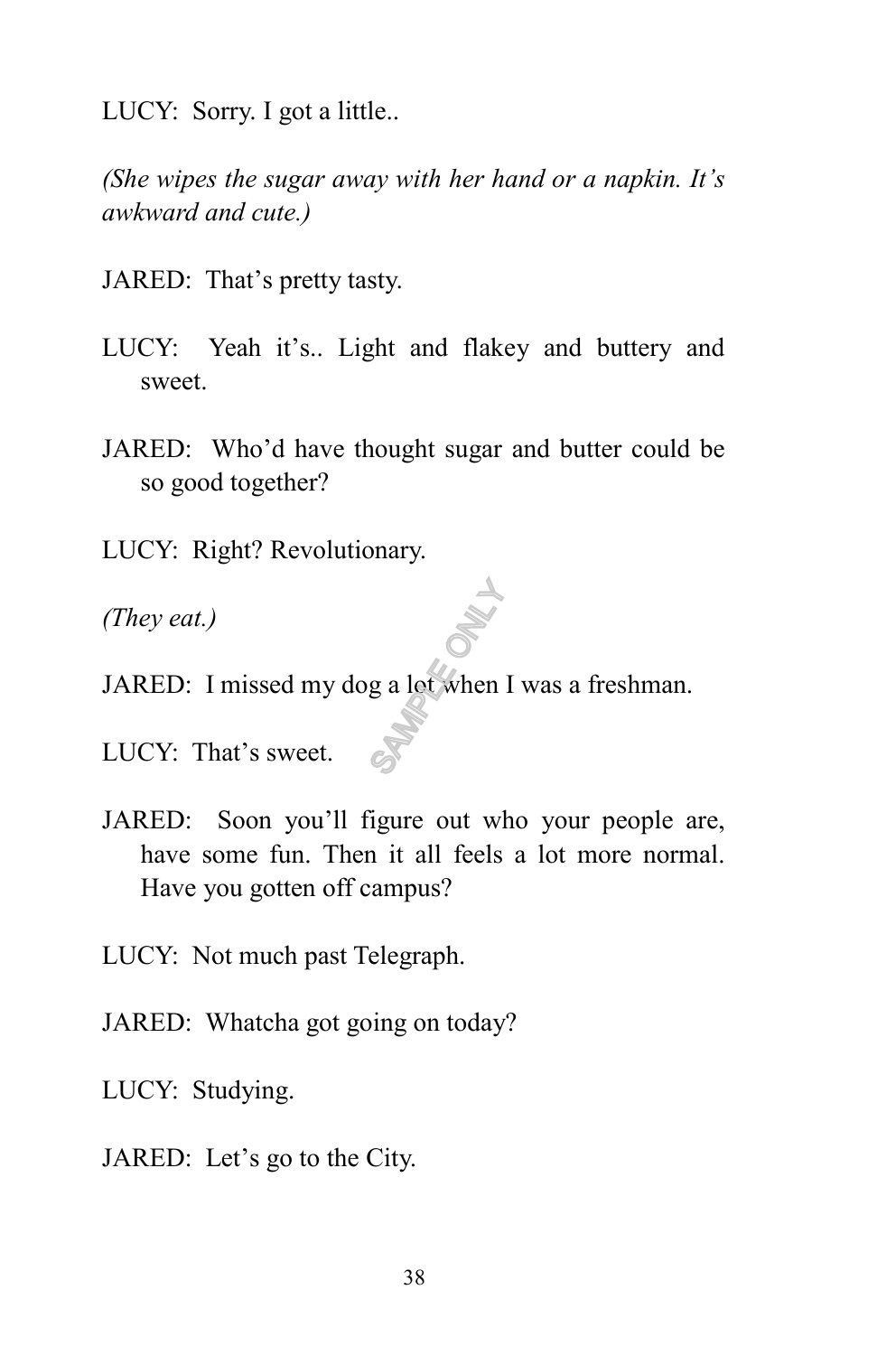LUCY: Sorry. I got a little..

*(She wipes the sugar away with her hand or a napkin. It's awkward and cute.)*

JARED: That's pretty tasty.

LUCY: Yeah it's.. Light and flakey and buttery and sweet.

JARED: Who'd have thought sugar and butter could be so good together?

LUCY: Right? Revolutionary.

*(They eat.)*

JARED: I missed my dog a lot when I was a freshman.

LUCY: That's sweet.

JARED: Soon you'll figure out who your people are, have some fun. Then it all feels a lot more normal. Have you gotten off campus?

LUCY: Not much past Telegraph.

JARED: Whatcha got going on today?

LUCY: Studying.

JARED: Let's go to the City.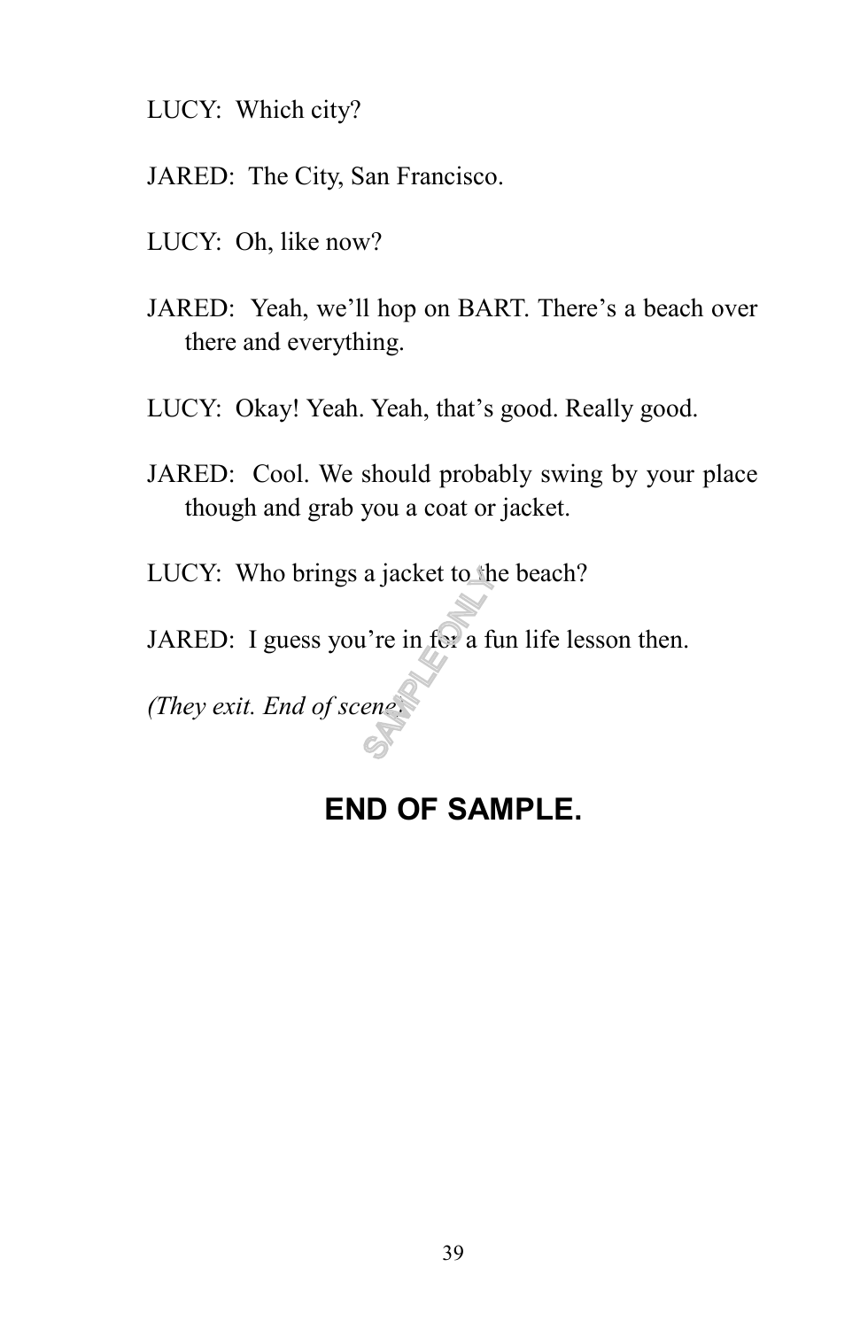LUCY: Which city?

JARED: The City, San Francisco.

LUCY: Oh, like now?

JARED: Yeah, we'll hop on BART. There's a beach over there and everything.

LUCY: Okay! Yeah. Yeah, that's good. Really good.

JARED: Cool. We should probably swing by your place though and grab you a coat or jacket.

LUCY: Who brings a jacket to the beach?

JARED: I guess you're in for a fun life lesson then.

*(They exit. End of scene.)*

## **END OF SAMPLE.**